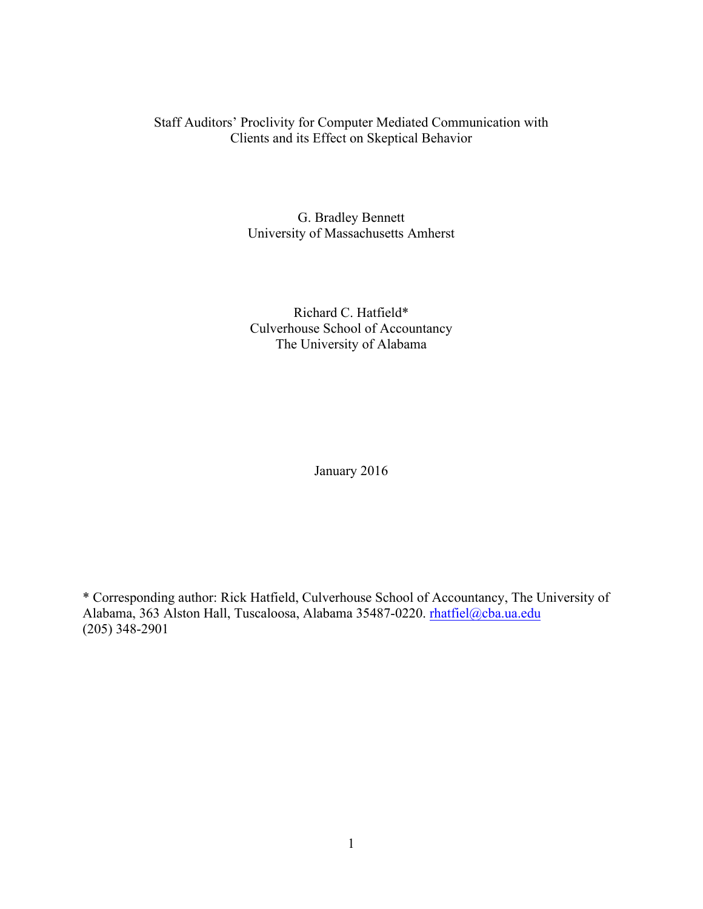# Staff Auditors' Proclivity for Computer Mediated Communication with Clients and its Effect on Skeptical Behavior

G. Bradley Bennett
University of Massachusetts Amherst

Richard C. Hatfield*
Culverhouse School of Accountancy
The University of Alabama

January 2016

* Corresponding author: Rick Hatfield, Culverhouse School of Accountancy, The University of Alabama, 363 Alston Hall, Tuscaloosa, Alabama 35487-0220. rhatfiel@cba.ua.edu
(205) 348-2901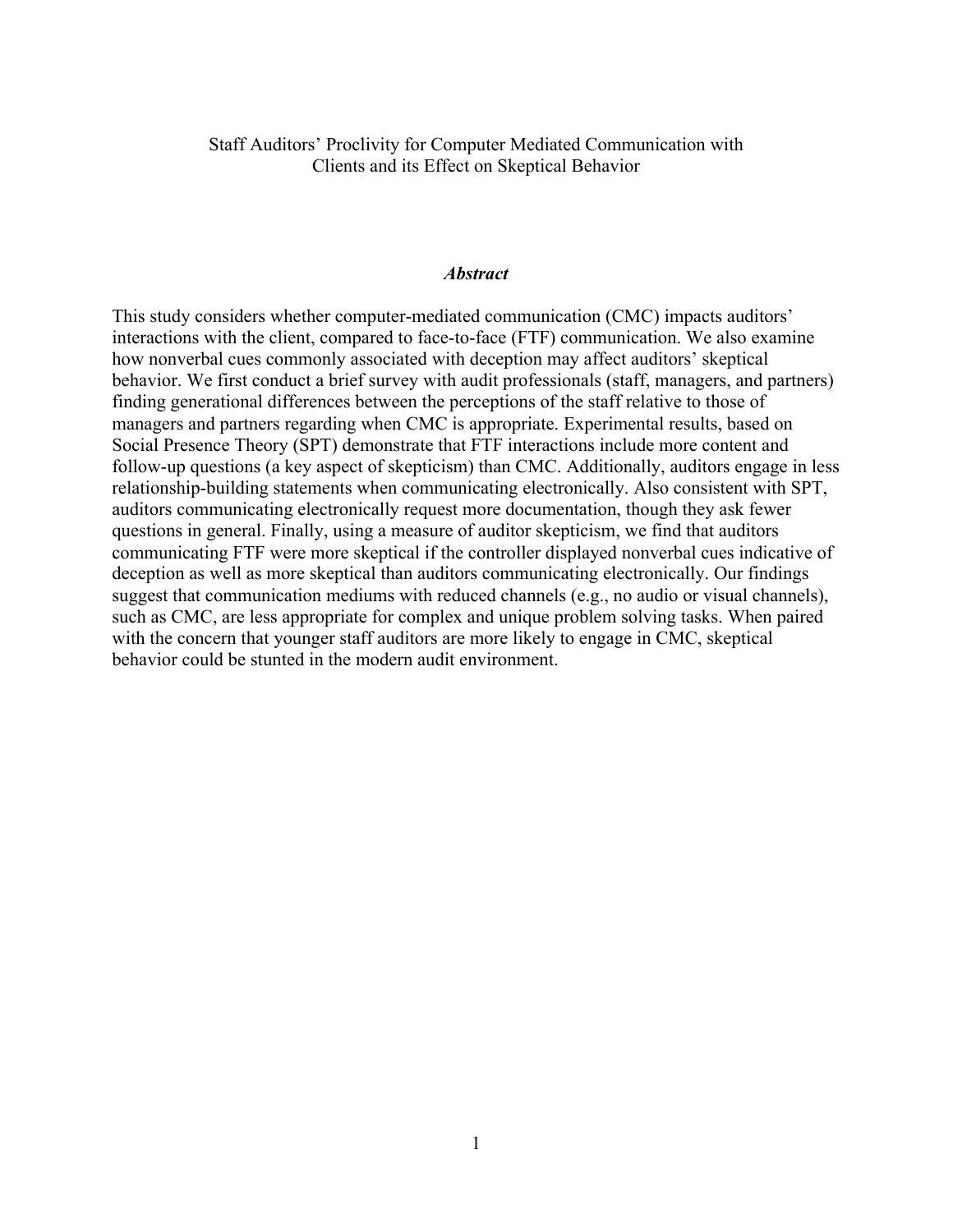Staff Auditors' Proclivity for Computer Mediated Communication with Clients and its Effect on Skeptical Behavior

## *Abstract*

This study considers whether computer-mediated communication (CMC) impacts auditors' interactions with the client, compared to face-to-face (FTF) communication. We also examine how nonverbal cues commonly associated with deception may affect auditors' skeptical behavior. We first conduct a brief survey with audit professionals (staff, managers, and partners) finding generational differences between the perceptions of the staff relative to those of managers and partners regarding when CMC is appropriate. Experimental results, based on Social Presence Theory (SPT) demonstrate that FTF interactions include more content and follow-up questions (a key aspect of skepticism) than CMC. Additionally, auditors engage in less relationship-building statements when communicating electronically. Also consistent with SPT, auditors communicating electronically request more documentation, though they ask fewer questions in general. Finally, using a measure of auditor skepticism, we find that auditors communicating FTF were more skeptical if the controller displayed nonverbal cues indicative of deception as well as more skeptical than auditors communicating electronically. Our findings suggest that communication mediums with reduced channels (e.g., no audio or visual channels), such as CMC, are less appropriate for complex and unique problem solving tasks. When paired with the concern that younger staff auditors are more likely to engage in CMC, skeptical behavior could be stunted in the modern audit environment.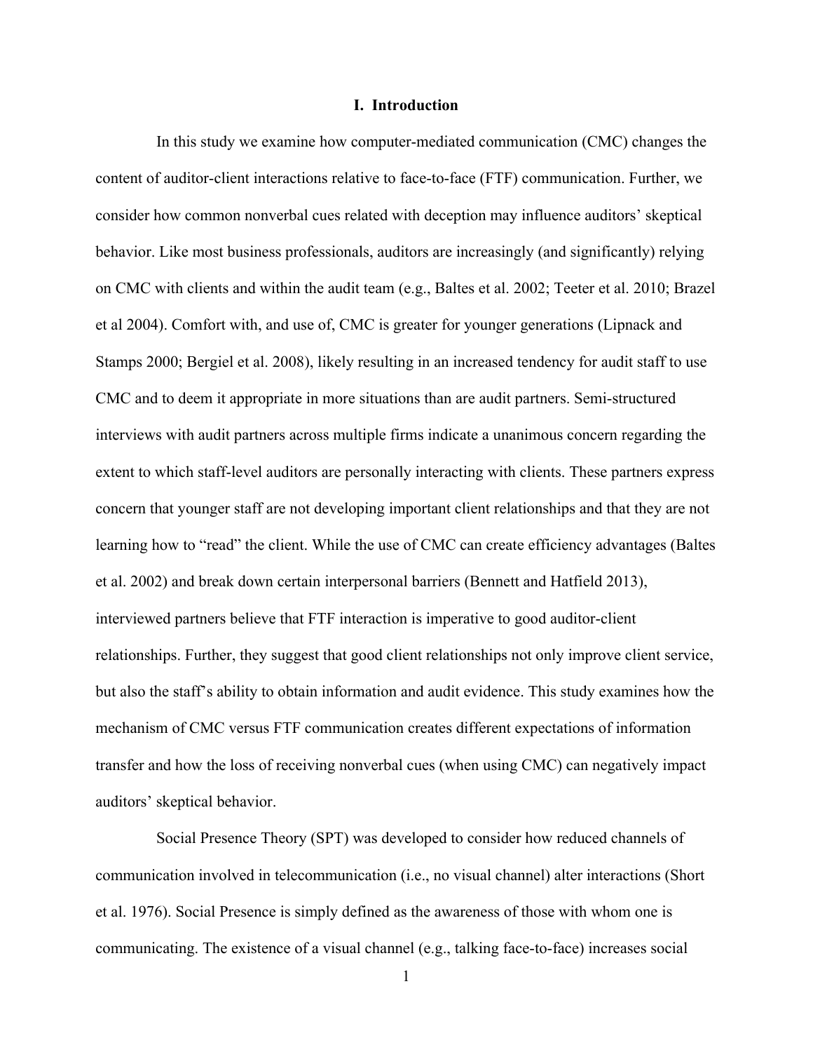## I. Introduction

In this study we examine how computer-mediated communication (CMC) changes the content of auditor-client interactions relative to face-to-face (FTF) communication. Further, we consider how common nonverbal cues related with deception may influence auditors' skeptical behavior. Like most business professionals, auditors are increasingly (and significantly) relying on CMC with clients and within the audit team (e.g., Baltes et al. 2002; Teeter et al. 2010; Brazel et al 2004). Comfort with, and use of, CMC is greater for younger generations (Lipnack and Stamps 2000; Bergiel et al. 2008), likely resulting in an increased tendency for audit staff to use CMC and to deem it appropriate in more situations than are audit partners. Semi-structured interviews with audit partners across multiple firms indicate a unanimous concern regarding the extent to which staff-level auditors are personally interacting with clients. These partners express concern that younger staff are not developing important client relationships and that they are not learning how to "read" the client. While the use of CMC can create efficiency advantages (Baltes et al. 2002) and break down certain interpersonal barriers (Bennett and Hatfield 2013), interviewed partners believe that FTF interaction is imperative to good auditor-client relationships. Further, they suggest that good client relationships not only improve client service, but also the staff's ability to obtain information and audit evidence. This study examines how the mechanism of CMC versus FTF communication creates different expectations of information transfer and how the loss of receiving nonverbal cues (when using CMC) can negatively impact auditors' skeptical behavior.

Social Presence Theory (SPT) was developed to consider how reduced channels of communication involved in telecommunication (i.e., no visual channel) alter interactions (Short et al. 1976). Social Presence is simply defined as the awareness of those with whom one is communicating. The existence of a visual channel (e.g., talking face-to-face) increases social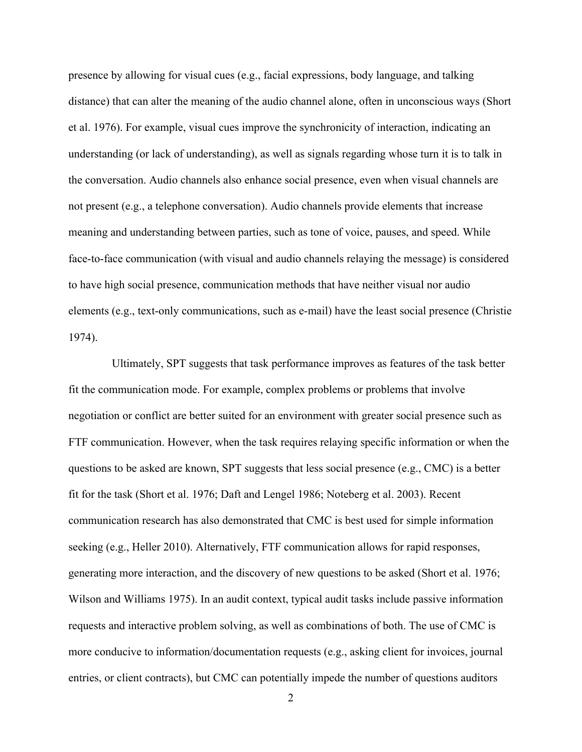presence by allowing for visual cues (e.g., facial expressions, body language, and talking distance) that can alter the meaning of the audio channel alone, often in unconscious ways (Short et al. 1976). For example, visual cues improve the synchronicity of interaction, indicating an understanding (or lack of understanding), as well as signals regarding whose turn it is to talk in the conversation. Audio channels also enhance social presence, even when visual channels are not present (e.g., a telephone conversation). Audio channels provide elements that increase meaning and understanding between parties, such as tone of voice, pauses, and speed. While face-to-face communication (with visual and audio channels relaying the message) is considered to have high social presence, communication methods that have neither visual nor audio elements (e.g., text-only communications, such as e-mail) have the least social presence (Christie 1974).

Ultimately, SPT suggests that task performance improves as features of the task better fit the communication mode. For example, complex problems or problems that involve negotiation or conflict are better suited for an environment with greater social presence such as FTF communication. However, when the task requires relaying specific information or when the questions to be asked are known, SPT suggests that less social presence (e.g., CMC) is a better fit for the task (Short et al. 1976; Daft and Lengel 1986; Noteberg et al. 2003). Recent communication research has also demonstrated that CMC is best used for simple information seeking (e.g., Heller 2010). Alternatively, FTF communication allows for rapid responses, generating more interaction, and the discovery of new questions to be asked (Short et al. 1976; Wilson and Williams 1975). In an audit context, typical audit tasks include passive information requests and interactive problem solving, as well as combinations of both. The use of CMC is more conducive to information/documentation requests (e.g., asking client for invoices, journal entries, or client contracts), but CMC can potentially impede the number of questions auditors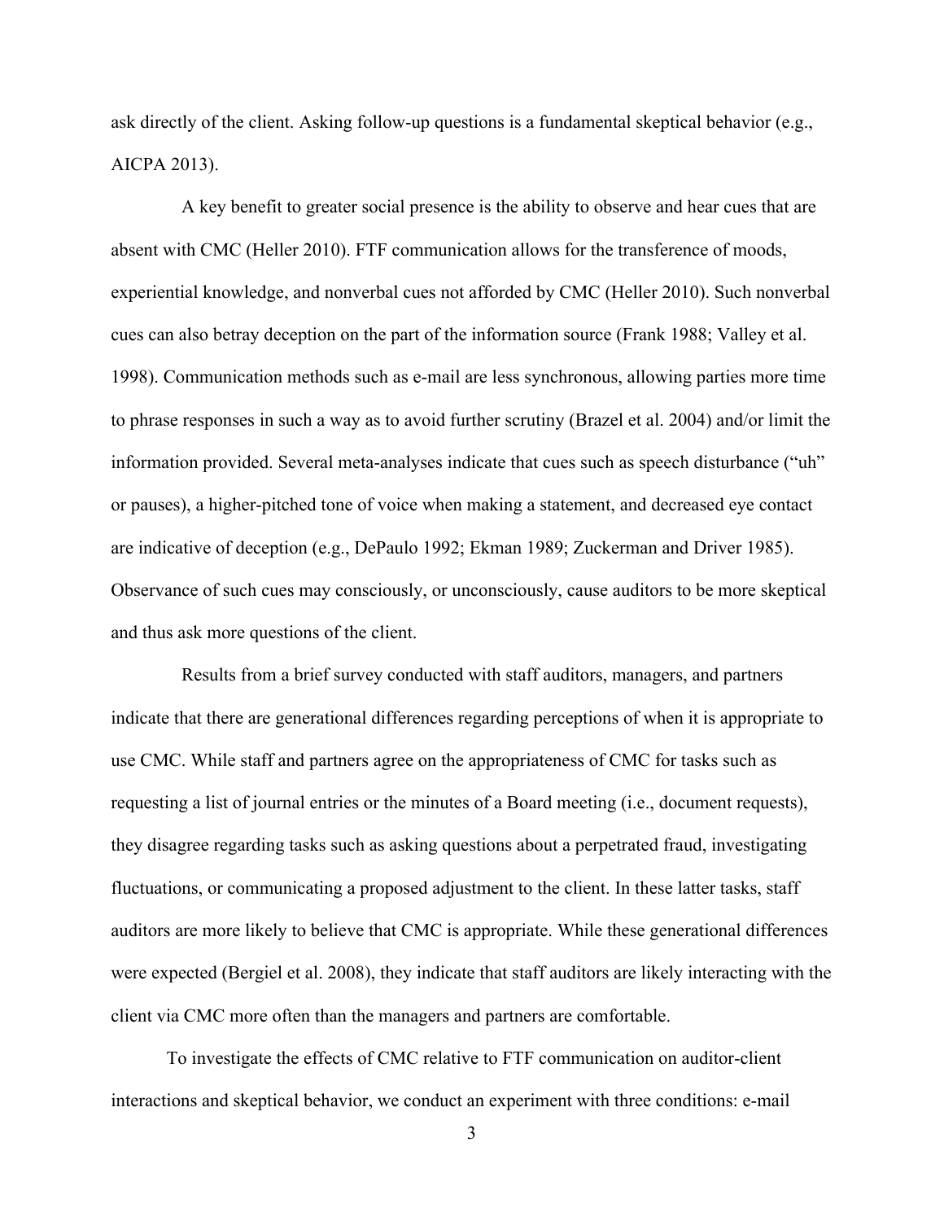ask directly of the client. Asking follow-up questions is a fundamental skeptical behavior (e.g., AICPA 2013).

A key benefit to greater social presence is the ability to observe and hear cues that are absent with CMC (Heller 2010). FTF communication allows for the transference of moods, experiential knowledge, and nonverbal cues not afforded by CMC (Heller 2010). Such nonverbal cues can also betray deception on the part of the information source (Frank 1988; Valley et al. 1998). Communication methods such as e-mail are less synchronous, allowing parties more time to phrase responses in such a way as to avoid further scrutiny (Brazel et al. 2004) and/or limit the information provided. Several meta-analyses indicate that cues such as speech disturbance ("uh" or pauses), a higher-pitched tone of voice when making a statement, and decreased eye contact are indicative of deception (e.g., DePaulo 1992; Ekman 1989; Zuckerman and Driver 1985). Observance of such cues may consciously, or unconsciously, cause auditors to be more skeptical and thus ask more questions of the client.

Results from a brief survey conducted with staff auditors, managers, and partners indicate that there are generational differences regarding perceptions of when it is appropriate to use CMC. While staff and partners agree on the appropriateness of CMC for tasks such as requesting a list of journal entries or the minutes of a Board meeting (i.e., document requests), they disagree regarding tasks such as asking questions about a perpetrated fraud, investigating fluctuations, or communicating a proposed adjustment to the client. In these latter tasks, staff auditors are more likely to believe that CMC is appropriate. While these generational differences were expected (Bergiel et al. 2008), they indicate that staff auditors are likely interacting with the client via CMC more often than the managers and partners are comfortable.

To investigate the effects of CMC relative to FTF communication on auditor-client interactions and skeptical behavior, we conduct an experiment with three conditions: e-mail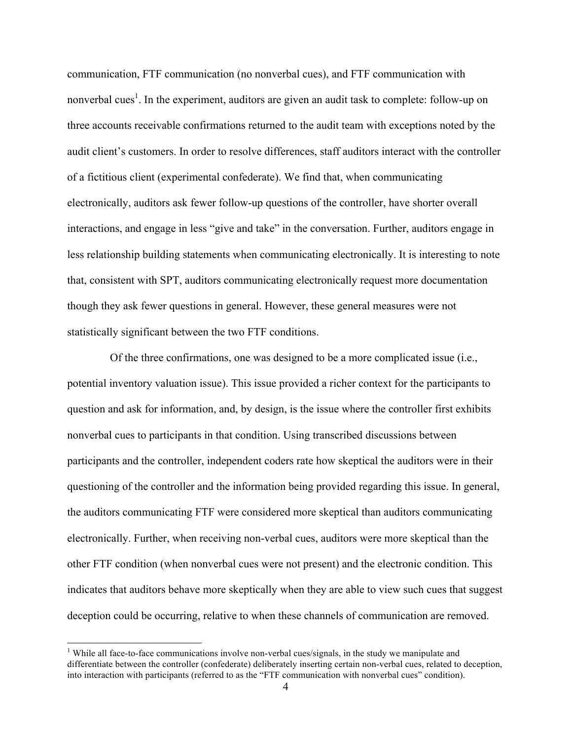communication, FTF communication (no nonverbal cues), and FTF communication with nonverbal cues[1]. In the experiment, auditors are given an audit task to complete: follow-up on three accounts receivable confirmations returned to the audit team with exceptions noted by the audit client's customers. In order to resolve differences, staff auditors interact with the controller of a fictitious client (experimental confederate). We find that, when communicating electronically, auditors ask fewer follow-up questions of the controller, have shorter overall interactions, and engage in less "give and take" in the conversation. Further, auditors engage in less relationship building statements when communicating electronically. It is interesting to note that, consistent with SPT, auditors communicating electronically request more documentation though they ask fewer questions in general. However, these general measures were not statistically significant between the two FTF conditions.

Of the three confirmations, one was designed to be a more complicated issue (i.e., potential inventory valuation issue). This issue provided a richer context for the participants to question and ask for information, and, by design, is the issue where the controller first exhibits nonverbal cues to participants in that condition. Using transcribed discussions between participants and the controller, independent coders rate how skeptical the auditors were in their questioning of the controller and the information being provided regarding this issue. In general, the auditors communicating FTF were considered more skeptical than auditors communicating electronically. Further, when receiving non-verbal cues, auditors were more skeptical than the other FTF condition (when nonverbal cues were not present) and the electronic condition. This indicates that auditors behave more skeptically when they are able to view such cues that suggest deception could be occurring, relative to when these channels of communication are removed.

[1] While all face-to-face communications involve non-verbal cues/signals, in the study we manipulate and differentiate between the controller (confederate) deliberately inserting certain non-verbal cues, related to deception, into interaction with participants (referred to as the "FTF communication with nonverbal cues" condition).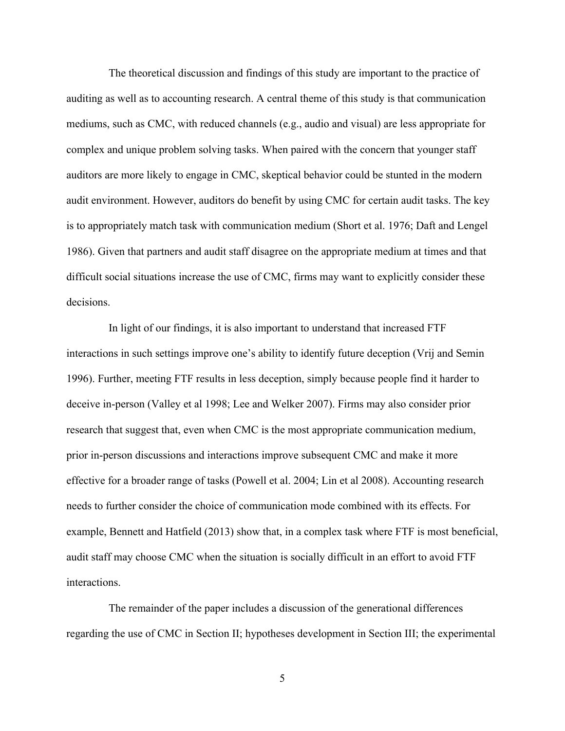The theoretical discussion and findings of this study are important to the practice of auditing as well as to accounting research. A central theme of this study is that communication mediums, such as CMC, with reduced channels (e.g., audio and visual) are less appropriate for complex and unique problem solving tasks. When paired with the concern that younger staff auditors are more likely to engage in CMC, skeptical behavior could be stunted in the modern audit environment. However, auditors do benefit by using CMC for certain audit tasks. The key is to appropriately match task with communication medium (Short et al. 1976; Daft and Lengel 1986). Given that partners and audit staff disagree on the appropriate medium at times and that difficult social situations increase the use of CMC, firms may want to explicitly consider these decisions.

In light of our findings, it is also important to understand that increased FTF interactions in such settings improve one's ability to identify future deception (Vrij and Semin 1996). Further, meeting FTF results in less deception, simply because people find it harder to deceive in-person (Valley et al 1998; Lee and Welker 2007). Firms may also consider prior research that suggest that, even when CMC is the most appropriate communication medium, prior in-person discussions and interactions improve subsequent CMC and make it more effective for a broader range of tasks (Powell et al. 2004; Lin et al 2008). Accounting research needs to further consider the choice of communication mode combined with its effects. For example, Bennett and Hatfield (2013) show that, in a complex task where FTF is most beneficial, audit staff may choose CMC when the situation is socially difficult in an effort to avoid FTF interactions.

The remainder of the paper includes a discussion of the generational differences regarding the use of CMC in Section II; hypotheses development in Section III; the experimental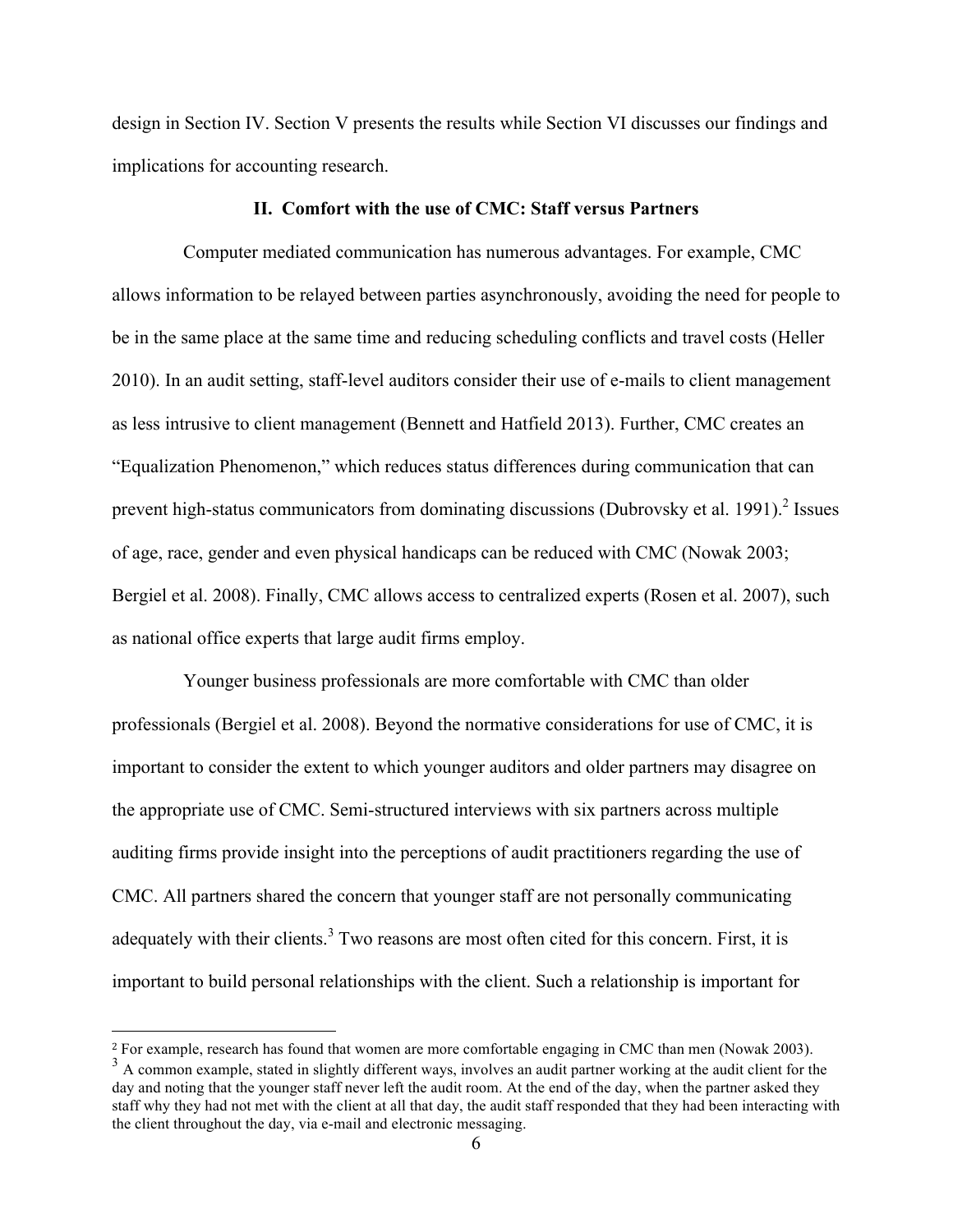design in Section IV. Section V presents the results while Section VI discusses our findings and implications for accounting research.

## II. Comfort with the use of CMC: Staff versus Partners

Computer mediated communication has numerous advantages. For example, CMC allows information to be relayed between parties asynchronously, avoiding the need for people to be in the same place at the same time and reducing scheduling conflicts and travel costs (Heller 2010). In an audit setting, staff-level auditors consider their use of e-mails to client management as less intrusive to client management (Bennett and Hatfield 2013). Further, CMC creates an "Equalization Phenomenon," which reduces status differences during communication that can prevent high-status communicators from dominating discussions (Dubrovsky et al. 1991).[2] Issues of age, race, gender and even physical handicaps can be reduced with CMC (Nowak 2003; Bergiel et al. 2008). Finally, CMC allows access to centralized experts (Rosen et al. 2007), such as national office experts that large audit firms employ.

Younger business professionals are more comfortable with CMC than older professionals (Bergiel et al. 2008). Beyond the normative considerations for use of CMC, it is important to consider the extent to which younger auditors and older partners may disagree on the appropriate use of CMC. Semi-structured interviews with six partners across multiple auditing firms provide insight into the perceptions of audit practitioners regarding the use of CMC. All partners shared the concern that younger staff are not personally communicating adequately with their clients.[3] Two reasons are most often cited for this concern. First, it is important to build personal relationships with the client. Such a relationship is important for

[2] For example, research has found that women are more comfortable engaging in CMC than men (Nowak 2003).

[3] A common example, stated in slightly different ways, involves an audit partner working at the audit client for the day and noting that the younger staff never left the audit room. At the end of the day, when the partner asked they staff why they had not met with the client at all that day, the audit staff responded that they had been interacting with the client throughout the day, via e-mail and electronic messaging.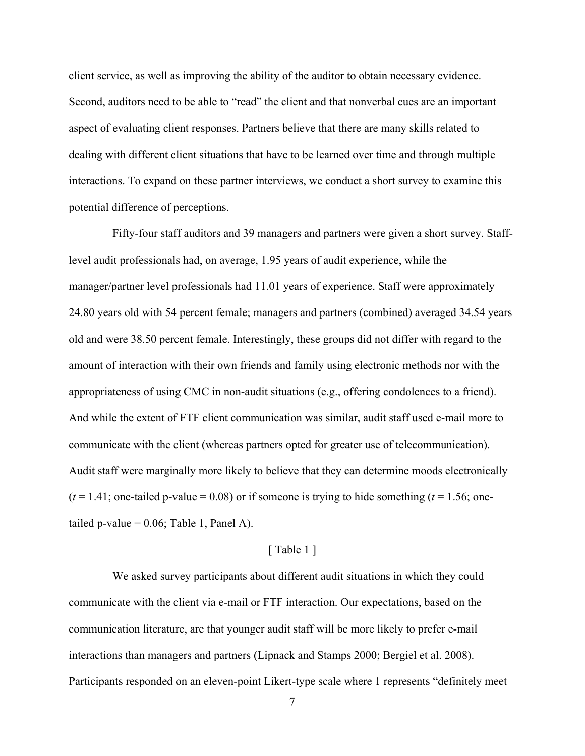client service, as well as improving the ability of the auditor to obtain necessary evidence. Second, auditors need to be able to "read" the client and that nonverbal cues are an important aspect of evaluating client responses. Partners believe that there are many skills related to dealing with different client situations that have to be learned over time and through multiple interactions. To expand on these partner interviews, we conduct a short survey to examine this potential difference of perceptions.

Fifty-four staff auditors and 39 managers and partners were given a short survey. Staff-level audit professionals had, on average, 1.95 years of audit experience, while the manager/partner level professionals had 11.01 years of experience. Staff were approximately 24.80 years old with 54 percent female; managers and partners (combined) averaged 34.54 years old and were 38.50 percent female. Interestingly, these groups did not differ with regard to the amount of interaction with their own friends and family using electronic methods nor with the appropriateness of using CMC in non-audit situations (e.g., offering condolences to a friend). And while the extent of FTF client communication was similar, audit staff used e-mail more to communicate with the client (whereas partners opted for greater use of telecommunication). Audit staff were marginally more likely to believe that they can determine moods electronically ($t = 1.41$; one-tailed p-value = 0.08) or if someone is trying to hide something ($t = 1.56$; one-tailed p-value = 0.06; Table 1, Panel A).

[ Table 1 ]

We asked survey participants about different audit situations in which they could communicate with the client via e-mail or FTF interaction. Our expectations, based on the communication literature, are that younger audit staff will be more likely to prefer e-mail interactions than managers and partners (Lipnack and Stamps 2000; Bergiel et al. 2008). Participants responded on an eleven-point Likert-type scale where 1 represents "definitely meet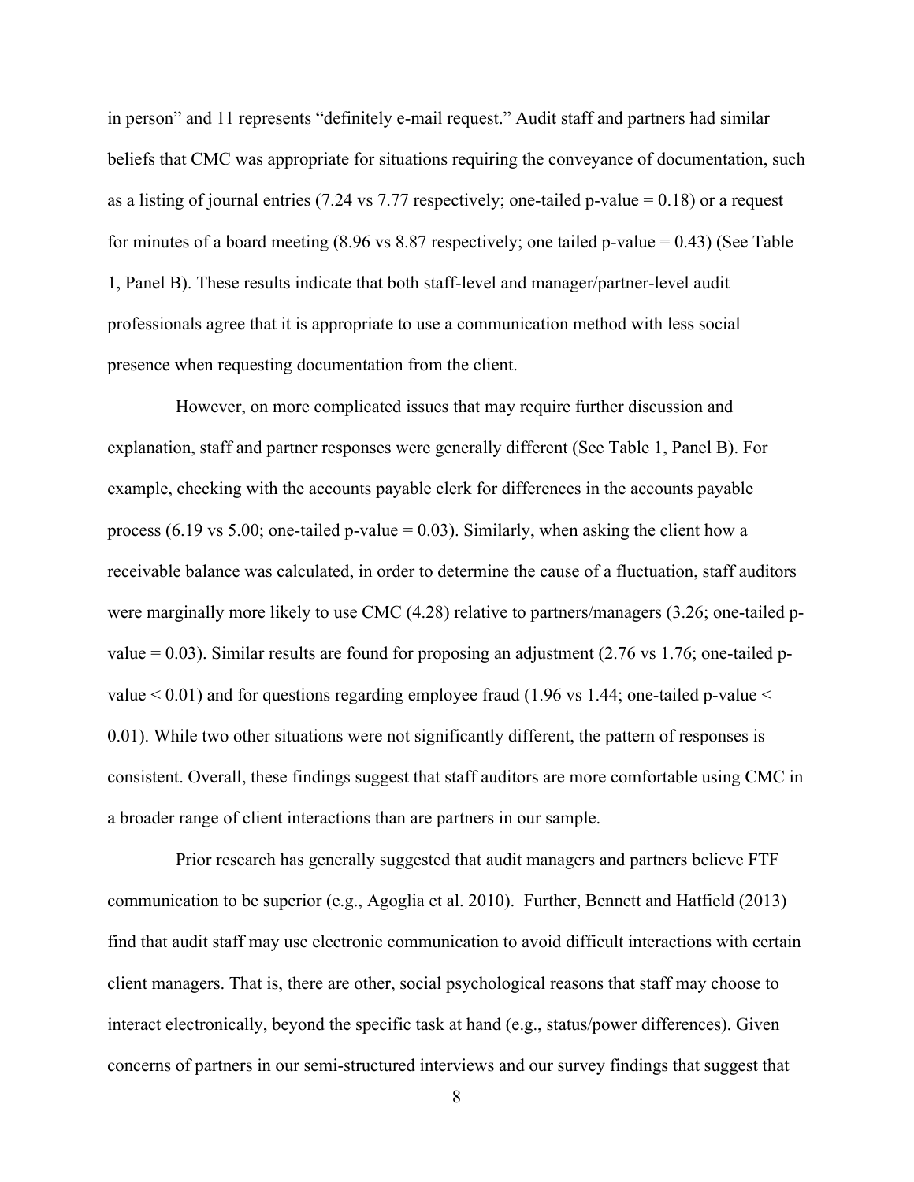in person" and 11 represents "definitely e-mail request." Audit staff and partners had similar beliefs that CMC was appropriate for situations requiring the conveyance of documentation, such as a listing of journal entries (7.24 vs 7.77 respectively; one-tailed p-value = 0.18) or a request for minutes of a board meeting (8.96 vs 8.87 respectively; one tailed p-value = 0.43) (See Table 1, Panel B). These results indicate that both staff-level and manager/partner-level audit professionals agree that it is appropriate to use a communication method with less social presence when requesting documentation from the client.

However, on more complicated issues that may require further discussion and explanation, staff and partner responses were generally different (See Table 1, Panel B). For example, checking with the accounts payable clerk for differences in the accounts payable process (6.19 vs 5.00; one-tailed p-value = 0.03). Similarly, when asking the client how a receivable balance was calculated, in order to determine the cause of a fluctuation, staff auditors were marginally more likely to use CMC (4.28) relative to partners/managers (3.26; one-tailed p-value = 0.03). Similar results are found for proposing an adjustment (2.76 vs 1.76; one-tailed p-value < 0.01) and for questions regarding employee fraud (1.96 vs 1.44; one-tailed p-value < 0.01). While two other situations were not significantly different, the pattern of responses is consistent. Overall, these findings suggest that staff auditors are more comfortable using CMC in a broader range of client interactions than are partners in our sample.

Prior research has generally suggested that audit managers and partners believe FTF communication to be superior (e.g., Agoglia et al. 2010). Further, Bennett and Hatfield (2013) find that audit staff may use electronic communication to avoid difficult interactions with certain client managers. That is, there are other, social psychological reasons that staff may choose to interact electronically, beyond the specific task at hand (e.g., status/power differences). Given concerns of partners in our semi-structured interviews and our survey findings that suggest that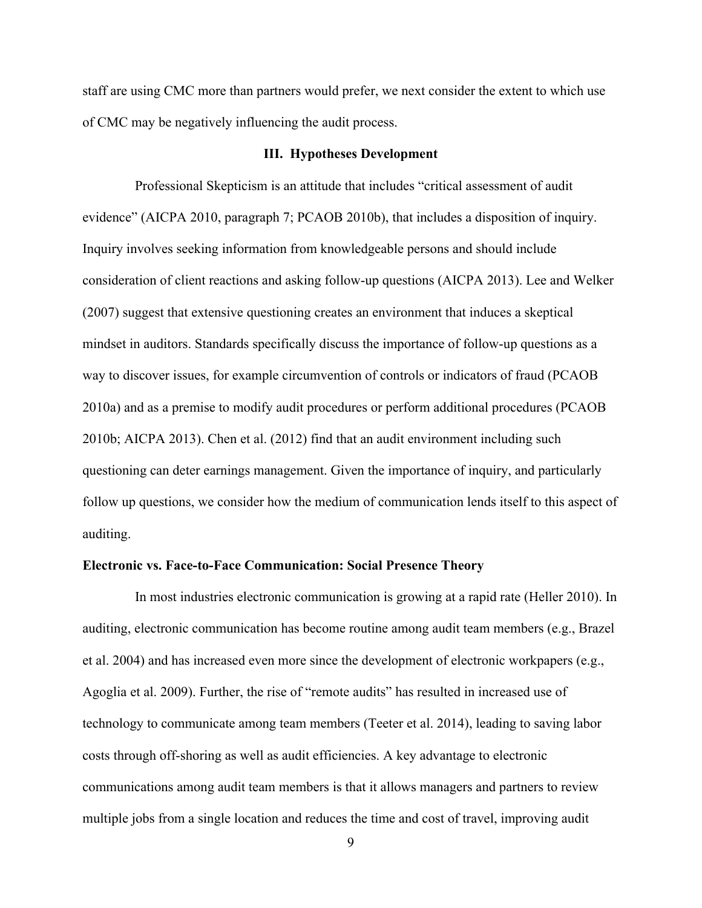staff are using CMC more than partners would prefer, we next consider the extent to which use of CMC may be negatively influencing the audit process.

## III. Hypotheses Development

Professional Skepticism is an attitude that includes "critical assessment of audit evidence" (AICPA 2010, paragraph 7; PCAOB 2010b), that includes a disposition of inquiry. Inquiry involves seeking information from knowledgeable persons and should include consideration of client reactions and asking follow-up questions (AICPA 2013). Lee and Welker (2007) suggest that extensive questioning creates an environment that induces a skeptical mindset in auditors. Standards specifically discuss the importance of follow-up questions as a way to discover issues, for example circumvention of controls or indicators of fraud (PCAOB 2010a) and as a premise to modify audit procedures or perform additional procedures (PCAOB 2010b; AICPA 2013). Chen et al. (2012) find that an audit environment including such questioning can deter earnings management. Given the importance of inquiry, and particularly follow up questions, we consider how the medium of communication lends itself to this aspect of auditing.

### Electronic vs. Face-to-Face Communication: Social Presence Theory

In most industries electronic communication is growing at a rapid rate (Heller 2010). In auditing, electronic communication has become routine among audit team members (e.g., Brazel et al. 2004) and has increased even more since the development of electronic workpapers (e.g., Agoglia et al. 2009). Further, the rise of "remote audits" has resulted in increased use of technology to communicate among team members (Teeter et al. 2014), leading to saving labor costs through off-shoring as well as audit efficiencies. A key advantage to electronic communications among audit team members is that it allows managers and partners to review multiple jobs from a single location and reduces the time and cost of travel, improving audit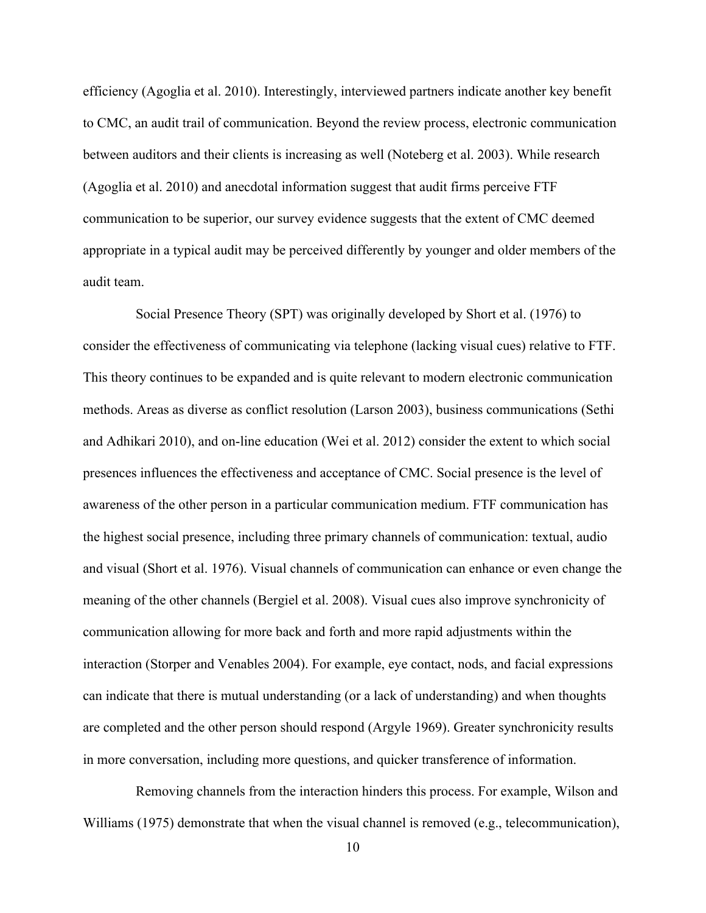efficiency (Agoglia et al. 2010). Interestingly, interviewed partners indicate another key benefit to CMC, an audit trail of communication. Beyond the review process, electronic communication between auditors and their clients is increasing as well (Noteberg et al. 2003). While research (Agoglia et al. 2010) and anecdotal information suggest that audit firms perceive FTF communication to be superior, our survey evidence suggests that the extent of CMC deemed appropriate in a typical audit may be perceived differently by younger and older members of the audit team.

Social Presence Theory (SPT) was originally developed by Short et al. (1976) to consider the effectiveness of communicating via telephone (lacking visual cues) relative to FTF. This theory continues to be expanded and is quite relevant to modern electronic communication methods. Areas as diverse as conflict resolution (Larson 2003), business communications (Sethi and Adhikari 2010), and on-line education (Wei et al. 2012) consider the extent to which social presences influences the effectiveness and acceptance of CMC. Social presence is the level of awareness of the other person in a particular communication medium. FTF communication has the highest social presence, including three primary channels of communication: textual, audio and visual (Short et al. 1976). Visual channels of communication can enhance or even change the meaning of the other channels (Bergiel et al. 2008). Visual cues also improve synchronicity of communication allowing for more back and forth and more rapid adjustments within the interaction (Storper and Venables 2004). For example, eye contact, nods, and facial expressions can indicate that there is mutual understanding (or a lack of understanding) and when thoughts are completed and the other person should respond (Argyle 1969). Greater synchronicity results in more conversation, including more questions, and quicker transference of information.

Removing channels from the interaction hinders this process. For example, Wilson and Williams (1975) demonstrate that when the visual channel is removed (e.g., telecommunication),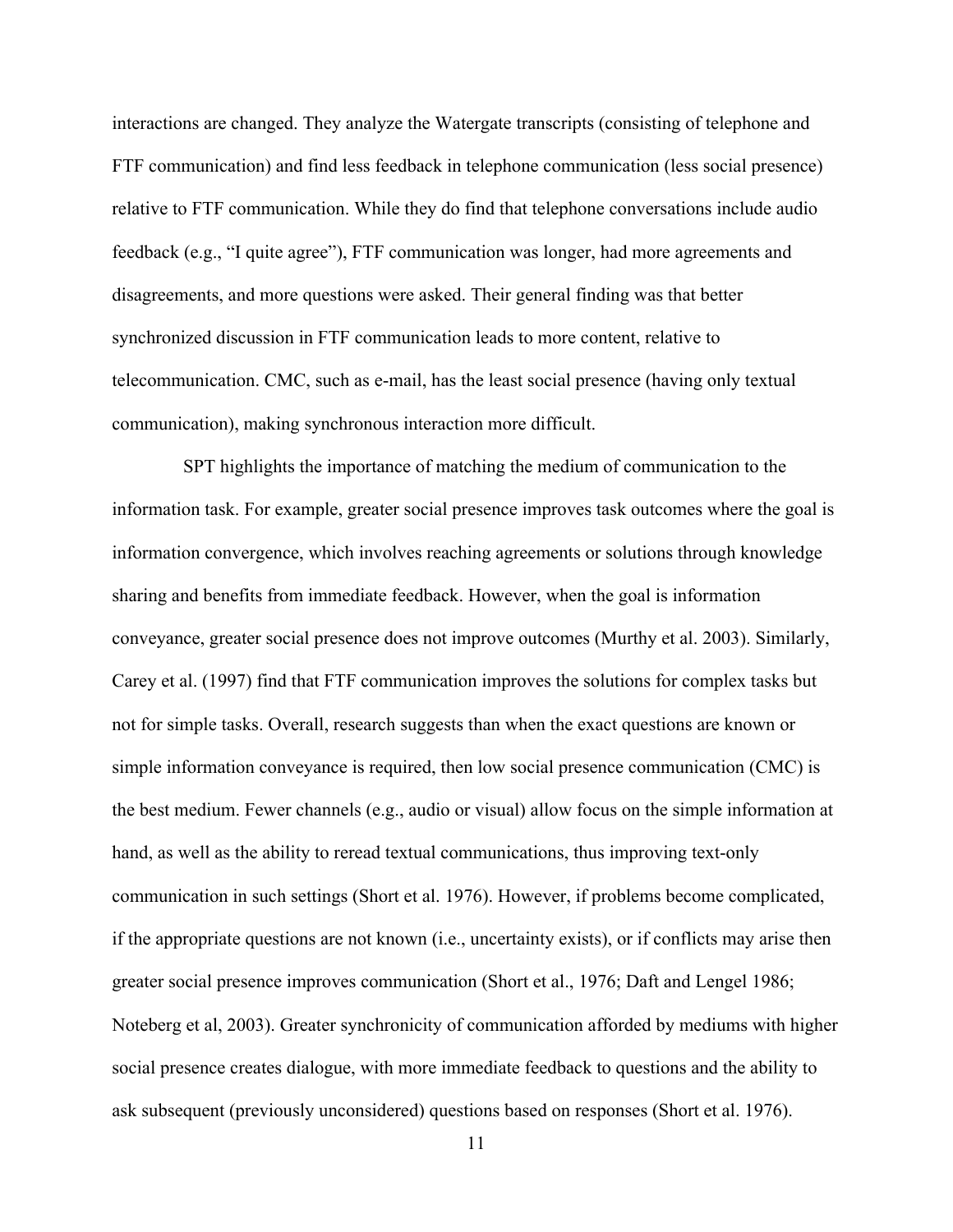interactions are changed. They analyze the Watergate transcripts (consisting of telephone and FTF communication) and find less feedback in telephone communication (less social presence) relative to FTF communication. While they do find that telephone conversations include audio feedback (e.g., "I quite agree"), FTF communication was longer, had more agreements and disagreements, and more questions were asked. Their general finding was that better synchronized discussion in FTF communication leads to more content, relative to telecommunication. CMC, such as e-mail, has the least social presence (having only textual communication), making synchronous interaction more difficult.

SPT highlights the importance of matching the medium of communication to the information task. For example, greater social presence improves task outcomes where the goal is information convergence, which involves reaching agreements or solutions through knowledge sharing and benefits from immediate feedback. However, when the goal is information conveyance, greater social presence does not improve outcomes (Murthy et al. 2003). Similarly, Carey et al. (1997) find that FTF communication improves the solutions for complex tasks but not for simple tasks. Overall, research suggests than when the exact questions are known or simple information conveyance is required, then low social presence communication (CMC) is the best medium. Fewer channels (e.g., audio or visual) allow focus on the simple information at hand, as well as the ability to reread textual communications, thus improving text-only communication in such settings (Short et al. 1976). However, if problems become complicated, if the appropriate questions are not known (i.e., uncertainty exists), or if conflicts may arise then greater social presence improves communication (Short et al., 1976; Daft and Lengel 1986; Noteberg et al, 2003). Greater synchronicity of communication afforded by mediums with higher social presence creates dialogue, with more immediate feedback to questions and the ability to ask subsequent (previously unconsidered) questions based on responses (Short et al. 1976).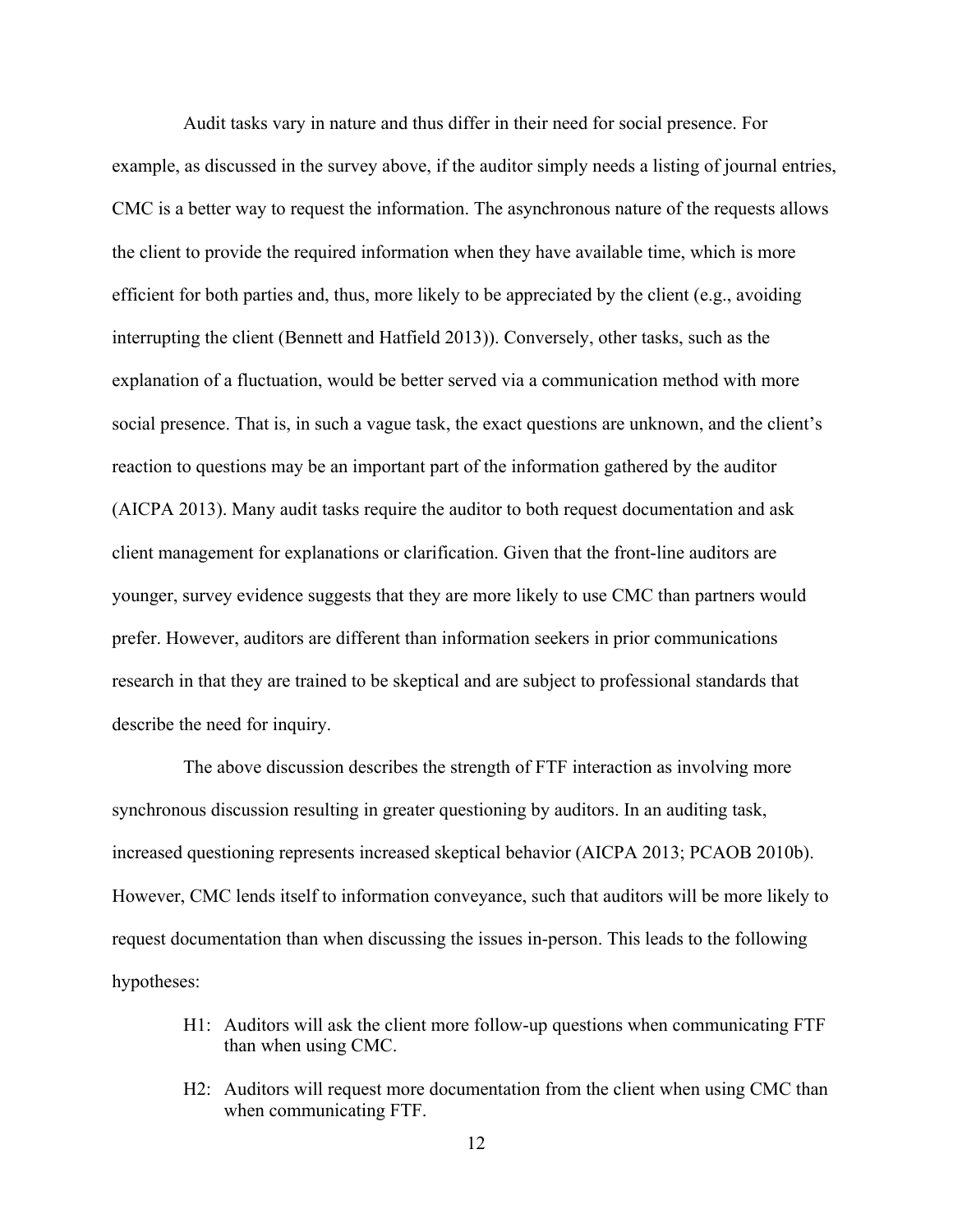Audit tasks vary in nature and thus differ in their need for social presence. For example, as discussed in the survey above, if the auditor simply needs a listing of journal entries, CMC is a better way to request the information. The asynchronous nature of the requests allows the client to provide the required information when they have available time, which is more efficient for both parties and, thus, more likely to be appreciated by the client (e.g., avoiding interrupting the client (Bennett and Hatfield 2013)). Conversely, other tasks, such as the explanation of a fluctuation, would be better served via a communication method with more social presence. That is, in such a vague task, the exact questions are unknown, and the client's reaction to questions may be an important part of the information gathered by the auditor (AICPA 2013). Many audit tasks require the auditor to both request documentation and ask client management for explanations or clarification. Given that the front-line auditors are younger, survey evidence suggests that they are more likely to use CMC than partners would prefer. However, auditors are different than information seekers in prior communications research in that they are trained to be skeptical and are subject to professional standards that describe the need for inquiry.

The above discussion describes the strength of FTF interaction as involving more synchronous discussion resulting in greater questioning by auditors. In an auditing task, increased questioning represents increased skeptical behavior (AICPA 2013; PCAOB 2010b). However, CMC lends itself to information conveyance, such that auditors will be more likely to request documentation than when discussing the issues in-person. This leads to the following hypotheses:

> H1: Auditors will ask the client more follow-up questions when communicating FTF than when using CMC.
>
> H2: Auditors will request more documentation from the client when using CMC than when communicating FTF.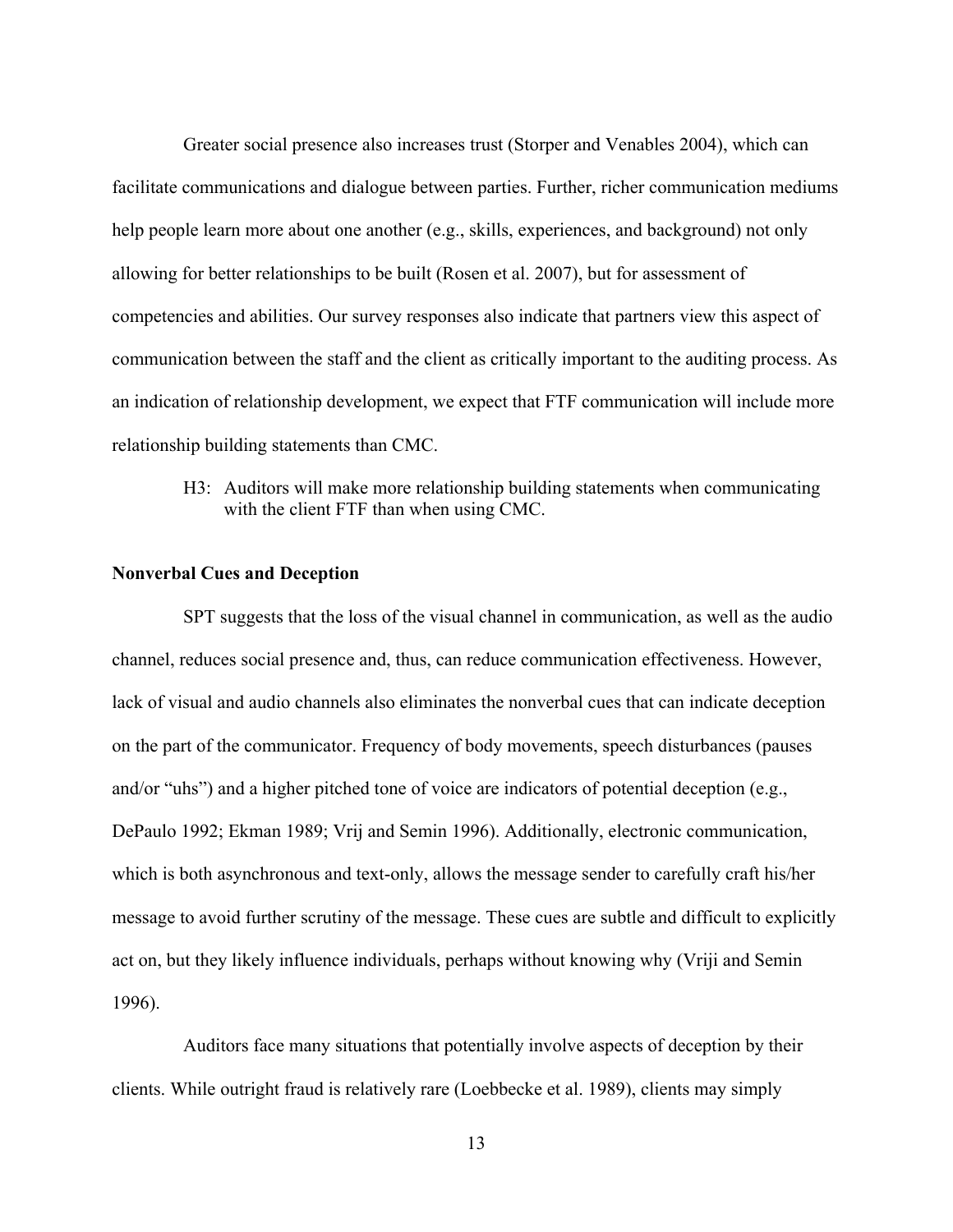Greater social presence also increases trust (Storper and Venables 2004), which can facilitate communications and dialogue between parties. Further, richer communication mediums help people learn more about one another (e.g., skills, experiences, and background) not only allowing for better relationships to be built (Rosen et al. 2007), but for assessment of competencies and abilities. Our survey responses also indicate that partners view this aspect of communication between the staff and the client as critically important to the auditing process. As an indication of relationship development, we expect that FTF communication will include more relationship building statements than CMC.

> H3: Auditors will make more relationship building statements when communicating with the client FTF than when using CMC.

**Nonverbal Cues and Deception**

SPT suggests that the loss of the visual channel in communication, as well as the audio channel, reduces social presence and, thus, can reduce communication effectiveness. However, lack of visual and audio channels also eliminates the nonverbal cues that can indicate deception on the part of the communicator. Frequency of body movements, speech disturbances (pauses and/or "uhs") and a higher pitched tone of voice are indicators of potential deception (e.g., DePaulo 1992; Ekman 1989; Vrij and Semin 1996). Additionally, electronic communication, which is both asynchronous and text-only, allows the message sender to carefully craft his/her message to avoid further scrutiny of the message. These cues are subtle and difficult to explicitly act on, but they likely influence individuals, perhaps without knowing why (Vriji and Semin 1996).

Auditors face many situations that potentially involve aspects of deception by their clients. While outright fraud is relatively rare (Loebbecke et al. 1989), clients may simply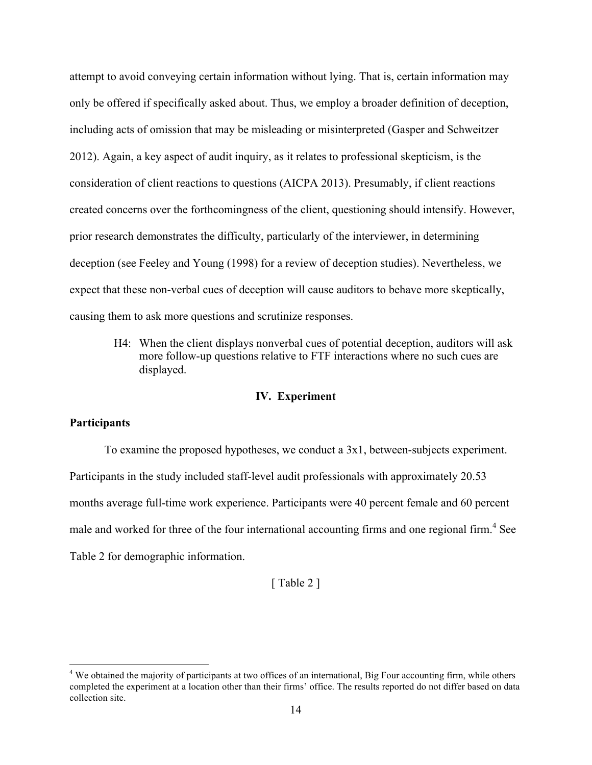attempt to avoid conveying certain information without lying. That is, certain information may only be offered if specifically asked about. Thus, we employ a broader definition of deception, including acts of omission that may be misleading or misinterpreted (Gasper and Schweitzer 2012). Again, a key aspect of audit inquiry, as it relates to professional skepticism, is the consideration of client reactions to questions (AICPA 2013). Presumably, if client reactions created concerns over the forthcomingness of the client, questioning should intensify. However, prior research demonstrates the difficulty, particularly of the interviewer, in determining deception (see Feeley and Young (1998) for a review of deception studies). Nevertheless, we expect that these non-verbal cues of deception will cause auditors to behave more skeptically, causing them to ask more questions and scrutinize responses.

> H4: When the client displays nonverbal cues of potential deception, auditors will ask more follow-up questions relative to FTF interactions where no such cues are displayed.

## IV. Experiment

### Participants

To examine the proposed hypotheses, we conduct a 3x1, between-subjects experiment. Participants in the study included staff-level audit professionals with approximately 20.53 months average full-time work experience. Participants were 40 percent female and 60 percent male and worked for three of the four international accounting firms and one regional firm.[4] See Table 2 for demographic information.

[ Table 2 ]

---

[4] We obtained the majority of participants at two offices of an international, Big Four accounting firm, while others completed the experiment at a location other than their firms' office. The results reported do not differ based on data collection site.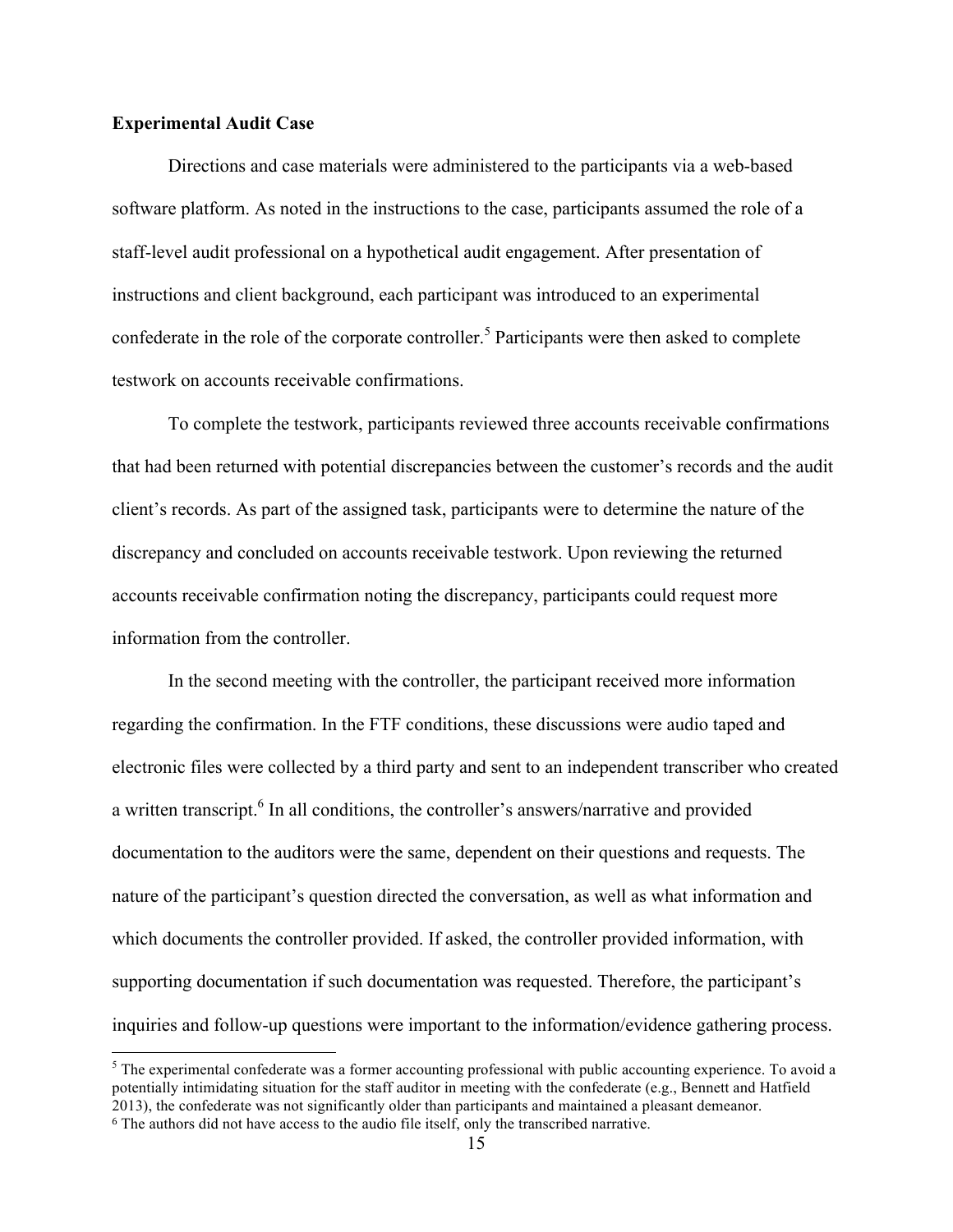**Experimental Audit Case**

Directions and case materials were administered to the participants via a web-based software platform. As noted in the instructions to the case, participants assumed the role of a staff-level audit professional on a hypothetical audit engagement. After presentation of instructions and client background, each participant was introduced to an experimental confederate in the role of the corporate controller.[5] Participants were then asked to complete testwork on accounts receivable confirmations.

To complete the testwork, participants reviewed three accounts receivable confirmations that had been returned with potential discrepancies between the customer's records and the audit client's records. As part of the assigned task, participants were to determine the nature of the discrepancy and concluded on accounts receivable testwork. Upon reviewing the returned accounts receivable confirmation noting the discrepancy, participants could request more information from the controller.

In the second meeting with the controller, the participant received more information regarding the confirmation. In the FTF conditions, these discussions were audio taped and electronic files were collected by a third party and sent to an independent transcriber who created a written transcript.[6] In all conditions, the controller's answers/narrative and provided documentation to the auditors were the same, dependent on their questions and requests. The nature of the participant's question directed the conversation, as well as what information and which documents the controller provided. If asked, the controller provided information, with supporting documentation if such documentation was requested. Therefore, the participant's inquiries and follow-up questions were important to the information/evidence gathering process.

---

[5] The experimental confederate was a former accounting professional with public accounting experience. To avoid a potentially intimidating situation for the staff auditor in meeting with the confederate (e.g., Bennett and Hatfield 2013), the confederate was not significantly older than participants and maintained a pleasant demeanor.

[6] The authors did not have access to the audio file itself, only the transcribed narrative.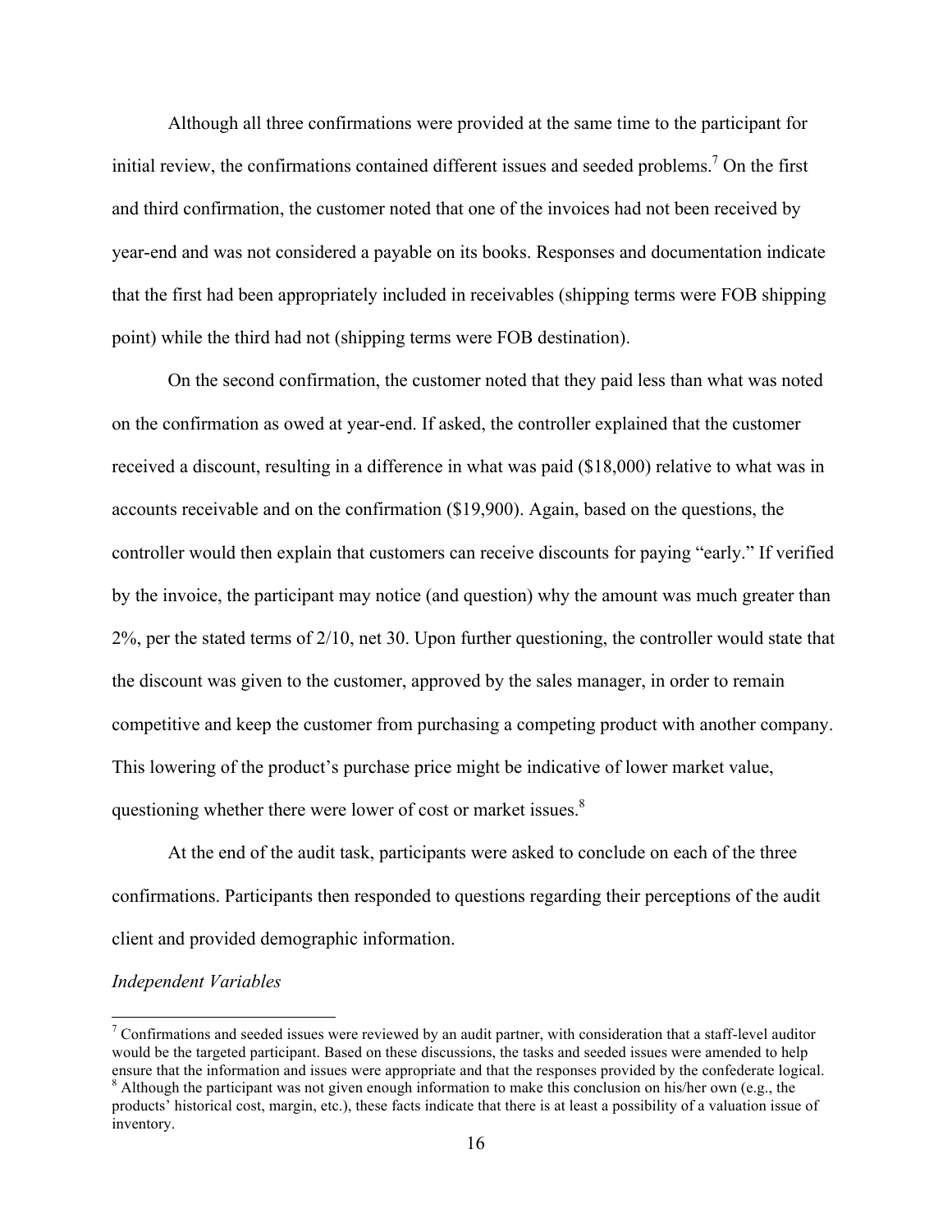Although all three confirmations were provided at the same time to the participant for initial review, the confirmations contained different issues and seeded problems.[7] On the first and third confirmation, the customer noted that one of the invoices had not been received by year-end and was not considered a payable on its books. Responses and documentation indicate that the first had been appropriately included in receivables (shipping terms were FOB shipping point) while the third had not (shipping terms were FOB destination).

On the second confirmation, the customer noted that they paid less than what was noted on the confirmation as owed at year-end. If asked, the controller explained that the customer received a discount, resulting in a difference in what was paid ($18,000) relative to what was in accounts receivable and on the confirmation ($19,900). Again, based on the questions, the controller would then explain that customers can receive discounts for paying "early." If verified by the invoice, the participant may notice (and question) why the amount was much greater than 2%, per the stated terms of 2/10, net 30. Upon further questioning, the controller would state that the discount was given to the customer, approved by the sales manager, in order to remain competitive and keep the customer from purchasing a competing product with another company. This lowering of the product's purchase price might be indicative of lower market value, questioning whether there were lower of cost or market issues.[8]

At the end of the audit task, participants were asked to conclude on each of the three confirmations. Participants then responded to questions regarding their perceptions of the audit client and provided demographic information.

*Independent Variables*

---

[7] Confirmations and seeded issues were reviewed by an audit partner, with consideration that a staff-level auditor would be the targeted participant. Based on these discussions, the tasks and seeded issues were amended to help ensure that the information and issues were appropriate and that the responses provided by the confederate logical.

[8] Although the participant was not given enough information to make this conclusion on his/her own (e.g., the products' historical cost, margin, etc.), these facts indicate that there is at least a possibility of a valuation issue of inventory.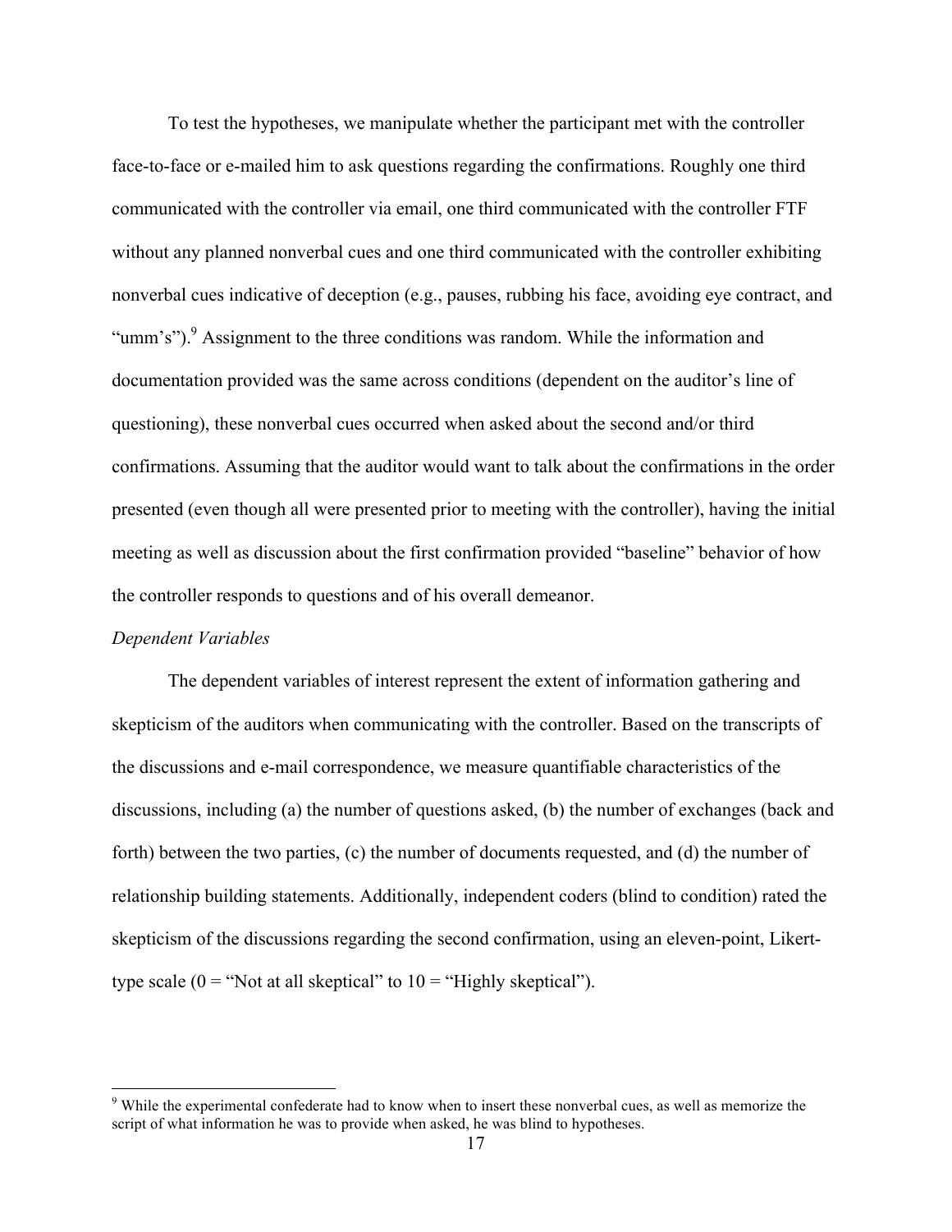To test the hypotheses, we manipulate whether the participant met with the controller face-to-face or e-mailed him to ask questions regarding the confirmations. Roughly one third communicated with the controller via email, one third communicated with the controller FTF without any planned nonverbal cues and one third communicated with the controller exhibiting nonverbal cues indicative of deception (e.g., pauses, rubbing his face, avoiding eye contract, and "umm's").[9] Assignment to the three conditions was random. While the information and documentation provided was the same across conditions (dependent on the auditor's line of questioning), these nonverbal cues occurred when asked about the second and/or third confirmations. Assuming that the auditor would want to talk about the confirmations in the order presented (even though all were presented prior to meeting with the controller), having the initial meeting as well as discussion about the first confirmation provided "baseline" behavior of how the controller responds to questions and of his overall demeanor.

*Dependent Variables*

The dependent variables of interest represent the extent of information gathering and skepticism of the auditors when communicating with the controller. Based on the transcripts of the discussions and e-mail correspondence, we measure quantifiable characteristics of the discussions, including (a) the number of questions asked, (b) the number of exchanges (back and forth) between the two parties, (c) the number of documents requested, and (d) the number of relationship building statements. Additionally, independent coders (blind to condition) rated the skepticism of the discussions regarding the second confirmation, using an eleven-point, Likert-type scale (0 = "Not at all skeptical" to 10 = "Highly skeptical").

---

[9] While the experimental confederate had to know when to insert these nonverbal cues, as well as memorize the script of what information he was to provide when asked, he was blind to hypotheses.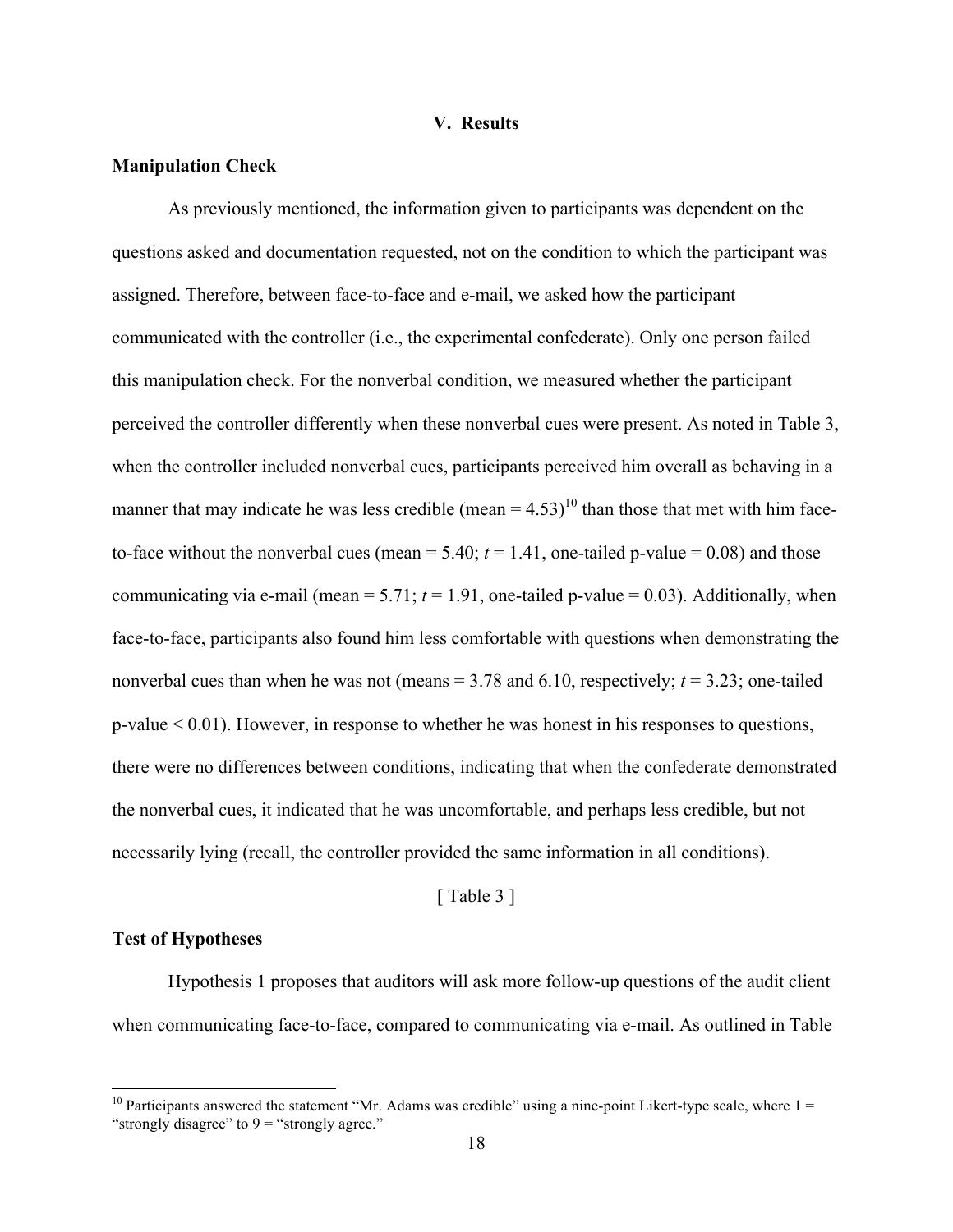## V. Results

### Manipulation Check

As previously mentioned, the information given to participants was dependent on the questions asked and documentation requested, not on the condition to which the participant was assigned. Therefore, between face-to-face and e-mail, we asked how the participant communicated with the controller (i.e., the experimental confederate). Only one person failed this manipulation check. For the nonverbal condition, we measured whether the participant perceived the controller differently when these nonverbal cues were present. As noted in Table 3, when the controller included nonverbal cues, participants perceived him overall as behaving in a manner that may indicate he was less credible (mean = 4.53)[10] than those that met with him face-to-face without the nonverbal cues (mean = 5.40; $t = 1.41$, one-tailed p-value = 0.08) and those communicating via e-mail (mean = 5.71; $t = 1.91$, one-tailed p-value = 0.03). Additionally, when face-to-face, participants also found him less comfortable with questions when demonstrating the nonverbal cues than when he was not (means = 3.78 and 6.10, respectively; $t = 3.23$; one-tailed p-value < 0.01). However, in response to whether he was honest in his responses to questions, there were no differences between conditions, indicating that when the confederate demonstrated the nonverbal cues, it indicated that he was uncomfortable, and perhaps less credible, but not necessarily lying (recall, the controller provided the same information in all conditions).

[ Table 3 ]

### Test of Hypotheses

Hypothesis 1 proposes that auditors will ask more follow-up questions of the audit client when communicating face-to-face, compared to communicating via e-mail. As outlined in Table

[10] Participants answered the statement "Mr. Adams was credible" using a nine-point Likert-type scale, where 1 = "strongly disagree" to 9 = "strongly agree."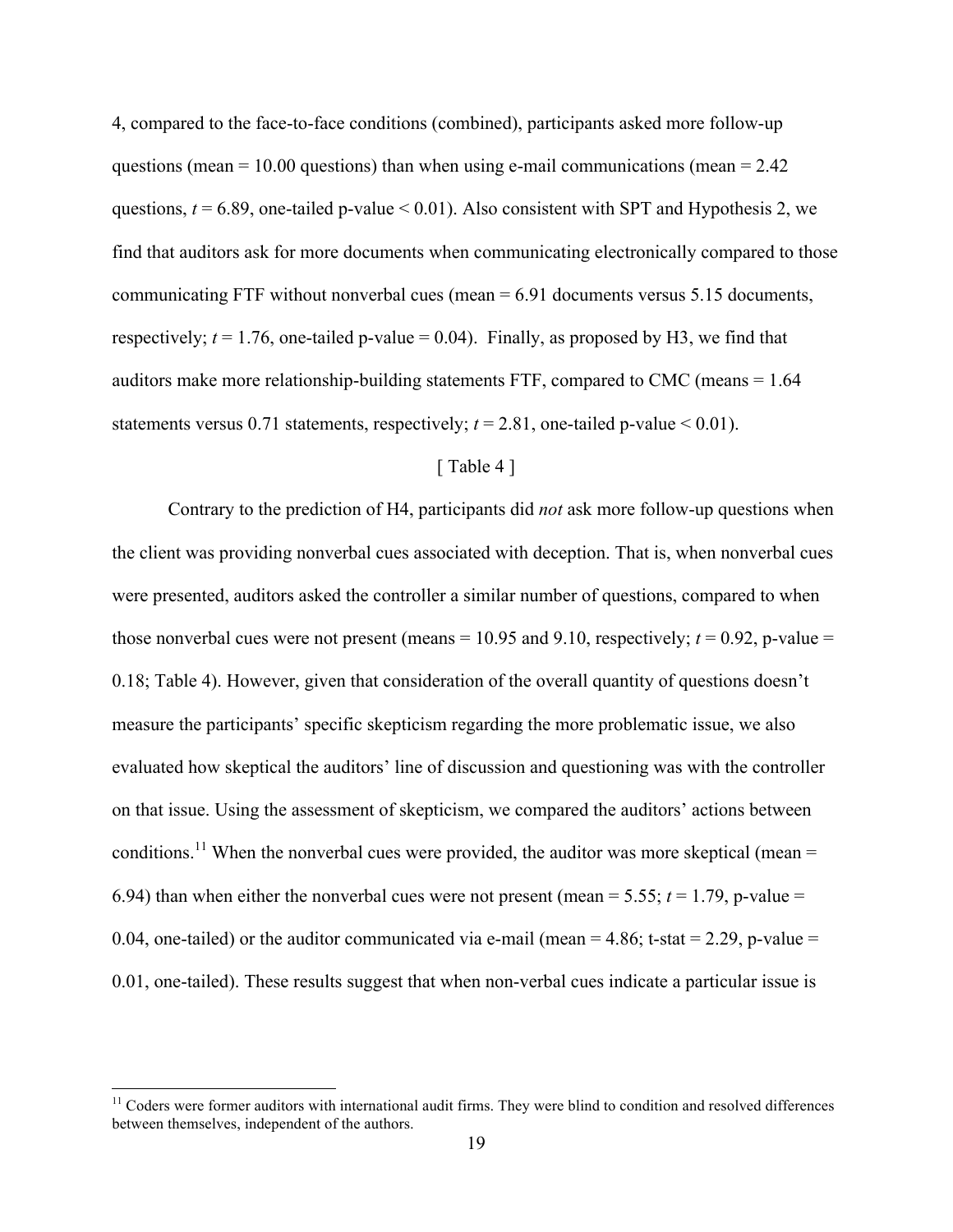4, compared to the face-to-face conditions (combined), participants asked more follow-up questions (mean = 10.00 questions) than when using e-mail communications (mean = 2.42 questions, $t = 6.89$, one-tailed p-value < 0.01). Also consistent with SPT and Hypothesis 2, we find that auditors ask for more documents when communicating electronically compared to those communicating FTF without nonverbal cues (mean = 6.91 documents versus 5.15 documents, respectively; $t = 1.76$, one-tailed p-value = 0.04). Finally, as proposed by H3, we find that auditors make more relationship-building statements FTF, compared to CMC (means = 1.64 statements versus 0.71 statements, respectively; $t = 2.81$, one-tailed p-value < 0.01).

[ Table 4 ]

Contrary to the prediction of H4, participants did *not* ask more follow-up questions when the client was providing nonverbal cues associated with deception. That is, when nonverbal cues were presented, auditors asked the controller a similar number of questions, compared to when those nonverbal cues were not present (means = 10.95 and 9.10, respectively; $t = 0.92$, p-value = 0.18; Table 4). However, given that consideration of the overall quantity of questions doesn't measure the participants' specific skepticism regarding the more problematic issue, we also evaluated how skeptical the auditors' line of discussion and questioning was with the controller on that issue. Using the assessment of skepticism, we compared the auditors' actions between conditions.[11] When the nonverbal cues were provided, the auditor was more skeptical (mean = 6.94) than when either the nonverbal cues were not present (mean = 5.55; $t = 1.79$, p-value = 0.04, one-tailed) or the auditor communicated via e-mail (mean = 4.86; t-stat = 2.29, p-value = 0.01, one-tailed). These results suggest that when non-verbal cues indicate a particular issue is

[11] Coders were former auditors with international audit firms. They were blind to condition and resolved differences between themselves, independent of the authors.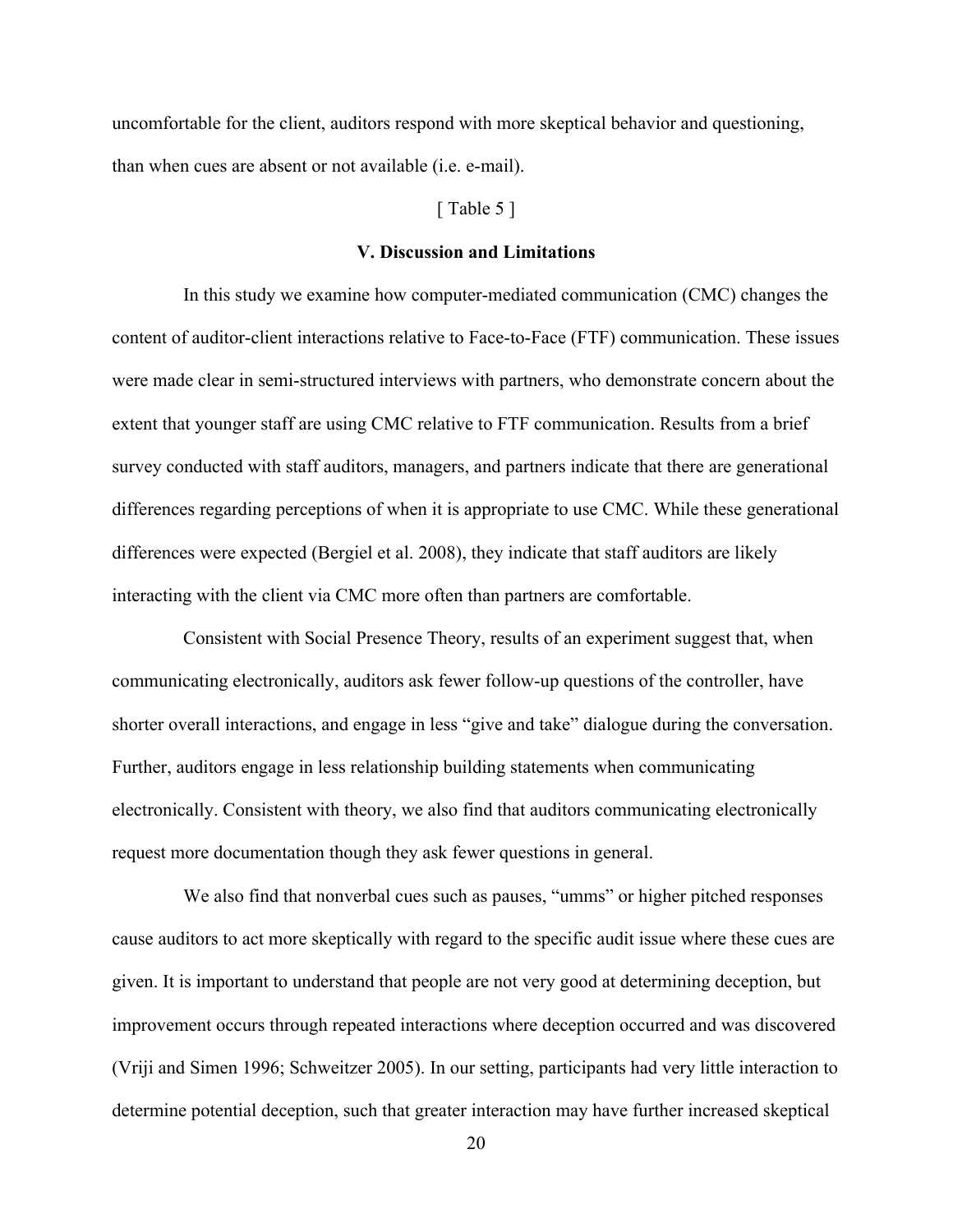uncomfortable for the client, auditors respond with more skeptical behavior and questioning, than when cues are absent or not available (i.e. e-mail).

[ Table 5 ]

## V. Discussion and Limitations

In this study we examine how computer-mediated communication (CMC) changes the content of auditor-client interactions relative to Face-to-Face (FTF) communication. These issues were made clear in semi-structured interviews with partners, who demonstrate concern about the extent that younger staff are using CMC relative to FTF communication. Results from a brief survey conducted with staff auditors, managers, and partners indicate that there are generational differences regarding perceptions of when it is appropriate to use CMC. While these generational differences were expected (Bergiel et al. 2008), they indicate that staff auditors are likely interacting with the client via CMC more often than partners are comfortable.

Consistent with Social Presence Theory, results of an experiment suggest that, when communicating electronically, auditors ask fewer follow-up questions of the controller, have shorter overall interactions, and engage in less "give and take" dialogue during the conversation. Further, auditors engage in less relationship building statements when communicating electronically. Consistent with theory, we also find that auditors communicating electronically request more documentation though they ask fewer questions in general.

We also find that nonverbal cues such as pauses, "umms" or higher pitched responses cause auditors to act more skeptically with regard to the specific audit issue where these cues are given. It is important to understand that people are not very good at determining deception, but improvement occurs through repeated interactions where deception occurred and was discovered (Vriji and Simen 1996; Schweitzer 2005). In our setting, participants had very little interaction to determine potential deception, such that greater interaction may have further increased skeptical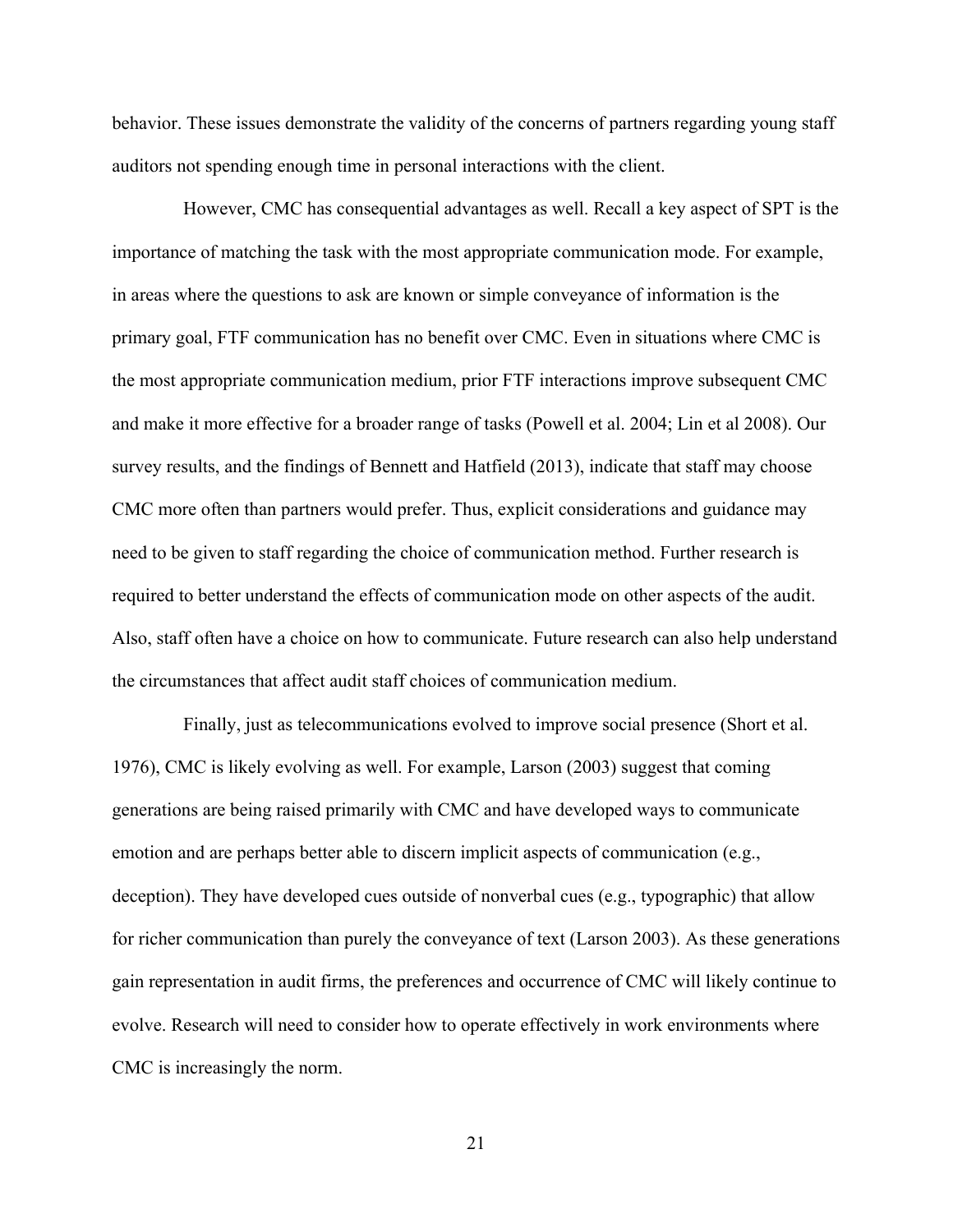behavior. These issues demonstrate the validity of the concerns of partners regarding young staff auditors not spending enough time in personal interactions with the client.

However, CMC has consequential advantages as well. Recall a key aspect of SPT is the importance of matching the task with the most appropriate communication mode. For example, in areas where the questions to ask are known or simple conveyance of information is the primary goal, FTF communication has no benefit over CMC. Even in situations where CMC is the most appropriate communication medium, prior FTF interactions improve subsequent CMC and make it more effective for a broader range of tasks (Powell et al. 2004; Lin et al 2008). Our survey results, and the findings of Bennett and Hatfield (2013), indicate that staff may choose CMC more often than partners would prefer. Thus, explicit considerations and guidance may need to be given to staff regarding the choice of communication method. Further research is required to better understand the effects of communication mode on other aspects of the audit. Also, staff often have a choice on how to communicate. Future research can also help understand the circumstances that affect audit staff choices of communication medium.

Finally, just as telecommunications evolved to improve social presence (Short et al. 1976), CMC is likely evolving as well. For example, Larson (2003) suggest that coming generations are being raised primarily with CMC and have developed ways to communicate emotion and are perhaps better able to discern implicit aspects of communication (e.g., deception). They have developed cues outside of nonverbal cues (e.g., typographic) that allow for richer communication than purely the conveyance of text (Larson 2003). As these generations gain representation in audit firms, the preferences and occurrence of CMC will likely continue to evolve. Research will need to consider how to operate effectively in work environments where CMC is increasingly the norm.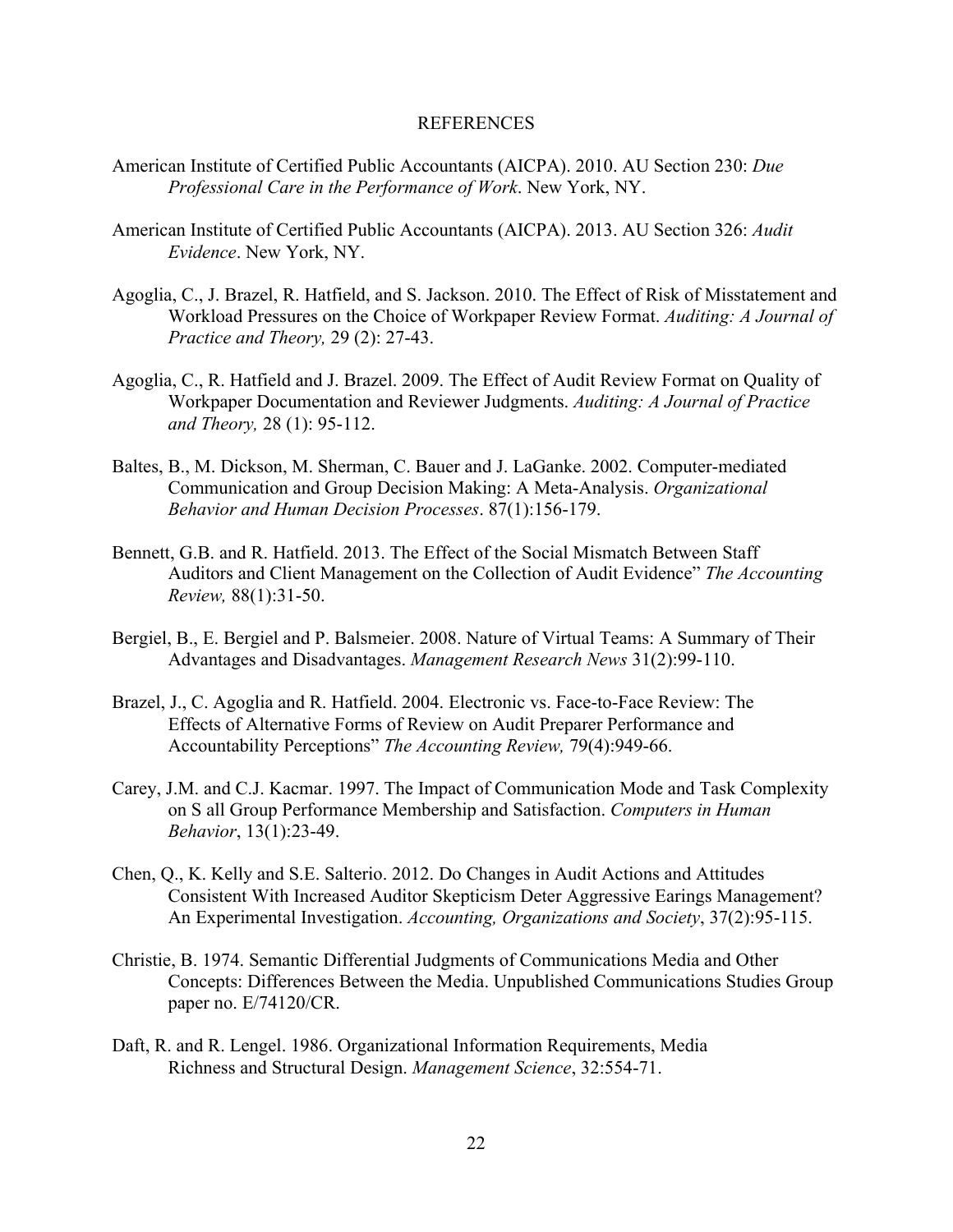# REFERENCES

American Institute of Certified Public Accountants (AICPA). 2010. AU Section 230: *Due Professional Care in the Performance of Work*. New York, NY.

American Institute of Certified Public Accountants (AICPA). 2013. AU Section 326: *Audit Evidence*. New York, NY.

Agoglia, C., J. Brazel, R. Hatfield, and S. Jackson. 2010. The Effect of Risk of Misstatement and Workload Pressures on the Choice of Workpaper Review Format. *Auditing: A Journal of Practice and Theory,* 29 (2): 27-43.

Agoglia, C., R. Hatfield and J. Brazel. 2009. The Effect of Audit Review Format on Quality of Workpaper Documentation and Reviewer Judgments. *Auditing: A Journal of Practice and Theory,* 28 (1): 95-112.

Baltes, B., M. Dickson, M. Sherman, C. Bauer and J. LaGanke. 2002. Computer-mediated Communication and Group Decision Making: A Meta-Analysis. *Organizational Behavior and Human Decision Processes*. 87(1):156-179.

Bennett, G.B. and R. Hatfield. 2013. The Effect of the Social Mismatch Between Staff Auditors and Client Management on the Collection of Audit Evidence" *The Accounting Review,* 88(1):31-50.

Bergiel, B., E. Bergiel and P. Balsmeier. 2008. Nature of Virtual Teams: A Summary of Their Advantages and Disadvantages. *Management Research News* 31(2):99-110.

Brazel, J., C. Agoglia and R. Hatfield. 2004. Electronic vs. Face-to-Face Review: The Effects of Alternative Forms of Review on Audit Preparer Performance and Accountability Perceptions" *The Accounting Review,* 79(4):949-66.

Carey, J.M. and C.J. Kacmar. 1997. The Impact of Communication Mode and Task Complexity on S all Group Performance Membership and Satisfaction. *Computers in Human Behavior*, 13(1):23-49.

Chen, Q., K. Kelly and S.E. Salterio. 2012. Do Changes in Audit Actions and Attitudes Consistent With Increased Auditor Skepticism Deter Aggressive Earings Management? An Experimental Investigation. *Accounting, Organizations and Society*, 37(2):95-115.

Christie, B. 1974. Semantic Differential Judgments of Communications Media and Other Concepts: Differences Between the Media. Unpublished Communications Studies Group paper no. E/74120/CR.

Daft, R. and R. Lengel. 1986. Organizational Information Requirements, Media Richness and Structural Design. *Management Science*, 32:554-71.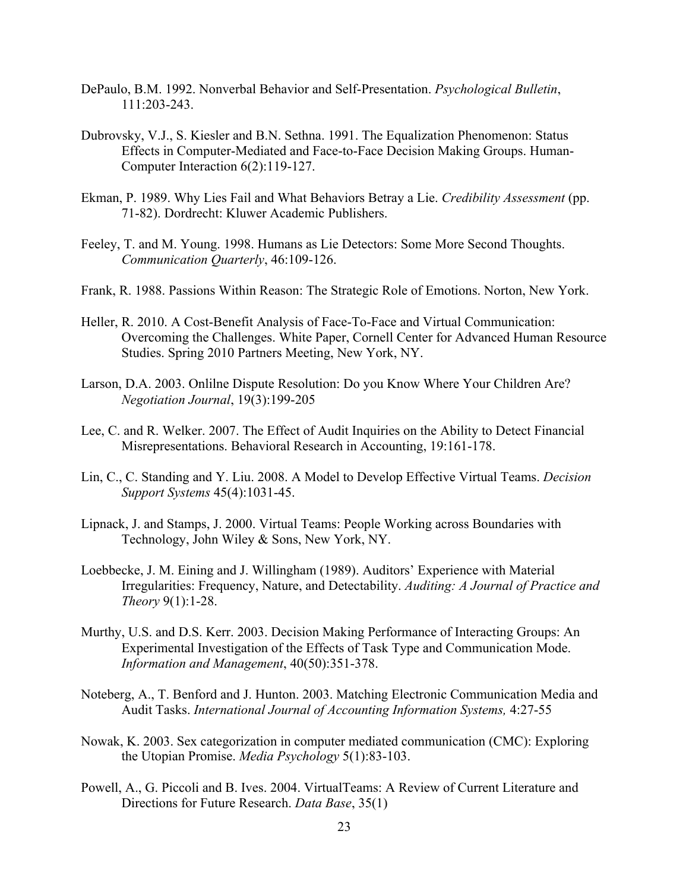DePaulo, B.M. 1992. Nonverbal Behavior and Self-Presentation. *Psychological Bulletin*, 111:203-243.

Dubrovsky, V.J., S. Kiesler and B.N. Sethna. 1991. The Equalization Phenomenon: Status Effects in Computer-Mediated and Face-to-Face Decision Making Groups. Human-Computer Interaction 6(2):119-127.

Ekman, P. 1989. Why Lies Fail and What Behaviors Betray a Lie. *Credibility Assessment* (pp. 71-82). Dordrecht: Kluwer Academic Publishers.

Feeley, T. and M. Young. 1998. Humans as Lie Detectors: Some More Second Thoughts. *Communication Quarterly*, 46:109-126.

Frank, R. 1988. Passions Within Reason: The Strategic Role of Emotions. Norton, New York.

Heller, R. 2010. A Cost-Benefit Analysis of Face-To-Face and Virtual Communication: Overcoming the Challenges. White Paper, Cornell Center for Advanced Human Resource Studies. Spring 2010 Partners Meeting, New York, NY.

Larson, D.A. 2003. Onlilne Dispute Resolution: Do you Know Where Your Children Are? *Negotiation Journal*, 19(3):199-205

Lee, C. and R. Welker. 2007. The Effect of Audit Inquiries on the Ability to Detect Financial Misrepresentations. Behavioral Research in Accounting, 19:161-178.

Lin, C., C. Standing and Y. Liu. 2008. A Model to Develop Effective Virtual Teams. *Decision Support Systems* 45(4):1031-45.

Lipnack, J. and Stamps, J. 2000. Virtual Teams: People Working across Boundaries with Technology, John Wiley & Sons, New York, NY.

Loebbecke, J. M. Eining and J. Willingham (1989). Auditors' Experience with Material Irregularities: Frequency, Nature, and Detectability. *Auditing: A Journal of Practice and Theory* 9(1):1-28.

Murthy, U.S. and D.S. Kerr. 2003. Decision Making Performance of Interacting Groups: An Experimental Investigation of the Effects of Task Type and Communication Mode. *Information and Management*, 40(50):351-378.

Noteberg, A., T. Benford and J. Hunton. 2003. Matching Electronic Communication Media and Audit Tasks. *International Journal of Accounting Information Systems,* 4:27-55

Nowak, K. 2003. Sex categorization in computer mediated communication (CMC): Exploring the Utopian Promise. *Media Psychology* 5(1):83-103.

Powell, A., G. Piccoli and B. Ives. 2004. VirtualTeams: A Review of Current Literature and Directions for Future Research. *Data Base*, 35(1)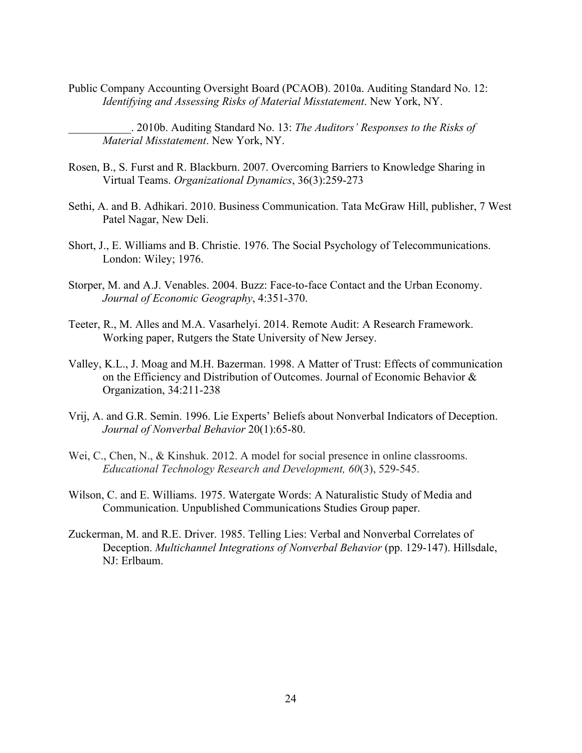Public Company Accounting Oversight Board (PCAOB). 2010a. Auditing Standard No. 12: *Identifying and Assessing Risks of Material Misstatement*. New York, NY.

___________. 2010b. Auditing Standard No. 13: *The Auditors' Responses to the Risks of Material Misstatement*. New York, NY.

Rosen, B., S. Furst and R. Blackburn. 2007. Overcoming Barriers to Knowledge Sharing in Virtual Teams. *Organizational Dynamics*, 36(3):259-273

Sethi, A. and B. Adhikari. 2010. Business Communication. Tata McGraw Hill, publisher, 7 West Patel Nagar, New Deli.

Short, J., E. Williams and B. Christie. 1976. The Social Psychology of Telecommunications. London: Wiley; 1976.

Storper, M. and A.J. Venables. 2004. Buzz: Face-to-face Contact and the Urban Economy. *Journal of Economic Geography*, 4:351-370.

Teeter, R., M. Alles and M.A. Vasarhelyi. 2014. Remote Audit: A Research Framework. Working paper, Rutgers the State University of New Jersey.

Valley, K.L., J. Moag and M.H. Bazerman. 1998. A Matter of Trust: Effects of communication on the Efficiency and Distribution of Outcomes. Journal of Economic Behavior & Organization, 34:211-238

Vrij, A. and G.R. Semin. 1996. Lie Experts' Beliefs about Nonverbal Indicators of Deception. *Journal of Nonverbal Behavior* 20(1):65-80.

Wei, C., Chen, N., & Kinshuk. 2012. A model for social presence in online classrooms. *Educational Technology Research and Development, 60*(3), 529-545.

Wilson, C. and E. Williams. 1975. Watergate Words: A Naturalistic Study of Media and Communication. Unpublished Communications Studies Group paper.

Zuckerman, M. and R.E. Driver. 1985. Telling Lies: Verbal and Nonverbal Correlates of Deception. *Multichannel Integrations of Nonverbal Behavior* (pp. 129-147). Hillsdale, NJ: Erlbaum.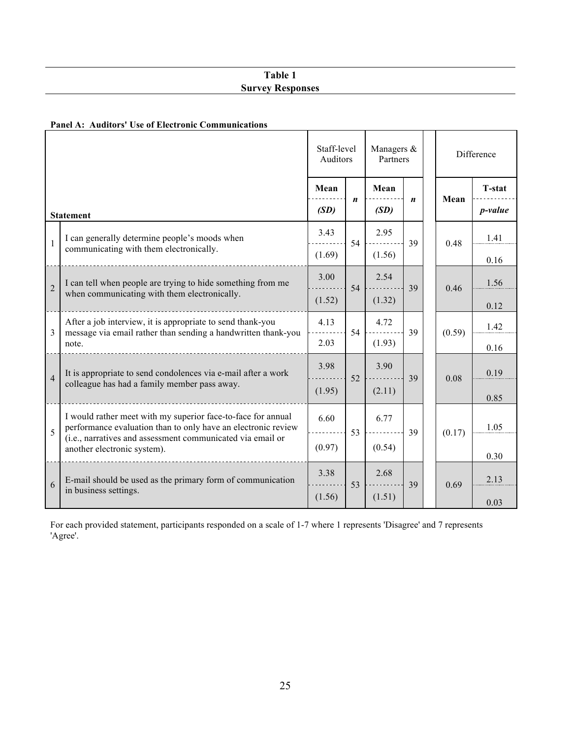**Table 1**
**Survey Responses**

**Panel A: Auditors' Use of Electronic Communications**

| | | Staff-level Auditors | | Managers & Partners | | Difference | |
|---|---|---|---|---|---|---|---|
| | **Statement** | **Mean** *(SD)* | ***n*** | **Mean** *(SD)* | ***n*** | **Mean** | **T-stat** *p-value* |
| 1 | I can generally determine people's moods when communicating with them electronically. | 3.43 (1.69) | 54 | 2.95 (1.56) | 39 | 0.48 | 1.41 0.16 |
| 2 | I can tell when people are trying to hide something from me when communicating with them electronically. | 3.00 (1.52) | 54 | 2.54 (1.32) | 39 | 0.46 | 1.56 0.12 |
| 3 | After a job interview, it is appropriate to send thank-you message via email rather than sending a handwritten thank-you note. | 4.13 2.03 | 54 | 4.72 (1.93) | 39 | (0.59) | 1.42 0.16 |
| 4 | It is appropriate to send condolences via e-mail after a work colleague has had a family member pass away. | 3.98 (1.95) | 52 | 3.90 (2.11) | 39 | 0.08 | 0.19 0.85 |
| 5 | I would rather meet with my superior face-to-face for annual performance evaluation than to only have an electronic review (i.e., narratives and assessment communicated via email or another electronic system). | 6.60 (0.97) | 53 | 6.77 (0.54) | 39 | (0.17) | 1.05 0.30 |
| 6 | E-mail should be used as the primary form of communication in business settings. | 3.38 (1.56) | 53 | 2.68 (1.51) | 39 | 0.69 | 2.13 0.03 |

For each provided statement, participants responded on a scale of 1-7 where 1 represents 'Disagree' and 7 represents 'Agree'.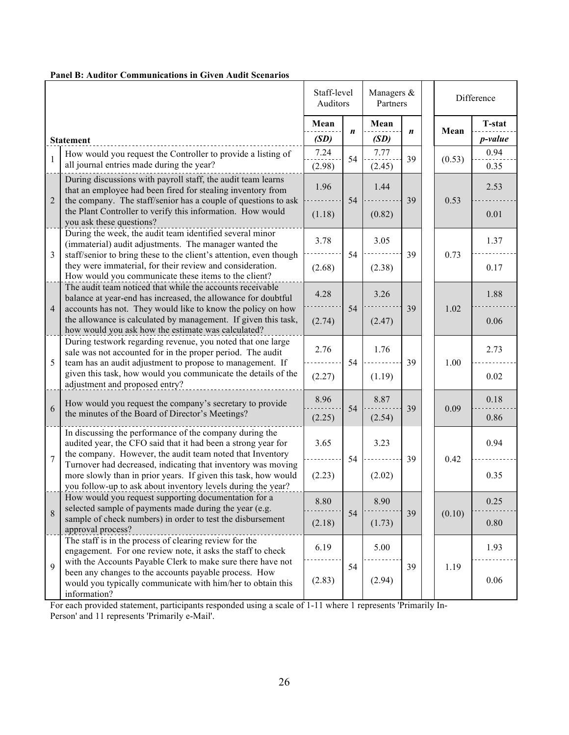**Panel B: Auditor Communications in Given Audit Scenarios**

| | Statement | Staff-level Auditors Mean (SD) | n | Managers & Partners Mean (SD) | n | Difference Mean | T-stat p-value |
|---|---|---|---|---|---|---|---|
| 1 | How would you request the Controller to provide a listing of all journal entries made during the year? | 7.24 (2.98) | 54 | 7.77 (2.45) | 39 | (0.53) | 0.94 0.35 |
| 2 | During discussions with payroll staff, the audit team learns that an employee had been fired for stealing inventory from the company. The staff/senior has a couple of questions to ask the Plant Controller to verify this information. How would you ask these questions? | 1.96 (1.18) | 54 | 1.44 (0.82) | 39 | 0.53 | 2.53 0.01 |
| 3 | During the week, the audit team identified several minor (immaterial) audit adjustments. The manager wanted the staff/senior to bring these to the client's attention, even though they were immaterial, for their review and consideration. How would you communicate these items to the client? | 3.78 (2.68) | 54 | 3.05 (2.38) | 39 | 0.73 | 1.37 0.17 |
| 4 | The audit team noticed that while the accounts receivable balance at year-end has increased, the allowance for doubtful accounts has not. They would like to know the policy on how the allowance is calculated by management. If given this task, how would you ask how the estimate was calculated? | 4.28 (2.74) | 54 | 3.26 (2.47) | 39 | 1.02 | 1.88 0.06 |
| 5 | During testwork regarding revenue, you noted that one large sale was not accounted for in the proper period. The audit team has an audit adjustment to propose to management. If given this task, how would you communicate the details of the adjustment and proposed entry? | 2.76 (2.27) | 54 | 1.76 (1.19) | 39 | 1.00 | 2.73 0.02 |
| 6 | How would you request the company's secretary to provide the minutes of the Board of Director's Meetings? | 8.96 (2.25) | 54 | 8.87 (2.54) | 39 | 0.09 | 0.18 0.86 |
| 7 | In discussing the performance of the company during the audited year, the CFO said that it had been a strong year for the company. However, the audit team noted that Inventory Turnover had decreased, indicating that inventory was moving more slowly than in prior years. If given this task, how would you follow-up to ask about inventory levels during the year? | 3.65 (2.23) | 54 | 3.23 (2.02) | 39 | 0.42 | 0.94 0.35 |
| 8 | How would you request supporting documentation for a selected sample of payments made during the year (e.g. sample of check numbers) in order to test the disbursement approval process? | 8.80 (2.18) | 54 | 8.90 (1.73) | 39 | (0.10) | 0.25 0.80 |
| 9 | The staff is in the process of clearing review for the engagement. For one review note, it asks the staff to check with the Accounts Payable Clerk to make sure there have not been any changes to the accounts payable process. How would you typically communicate with him/her to obtain this information? | 6.19 (2.83) | 54 | 5.00 (2.94) | 39 | 1.19 | 1.93 0.06 |

For each provided statement, participants responded using a scale of 1-11 where 1 represents 'Primarily In-Person' and 11 represents 'Primarily e-Mail'.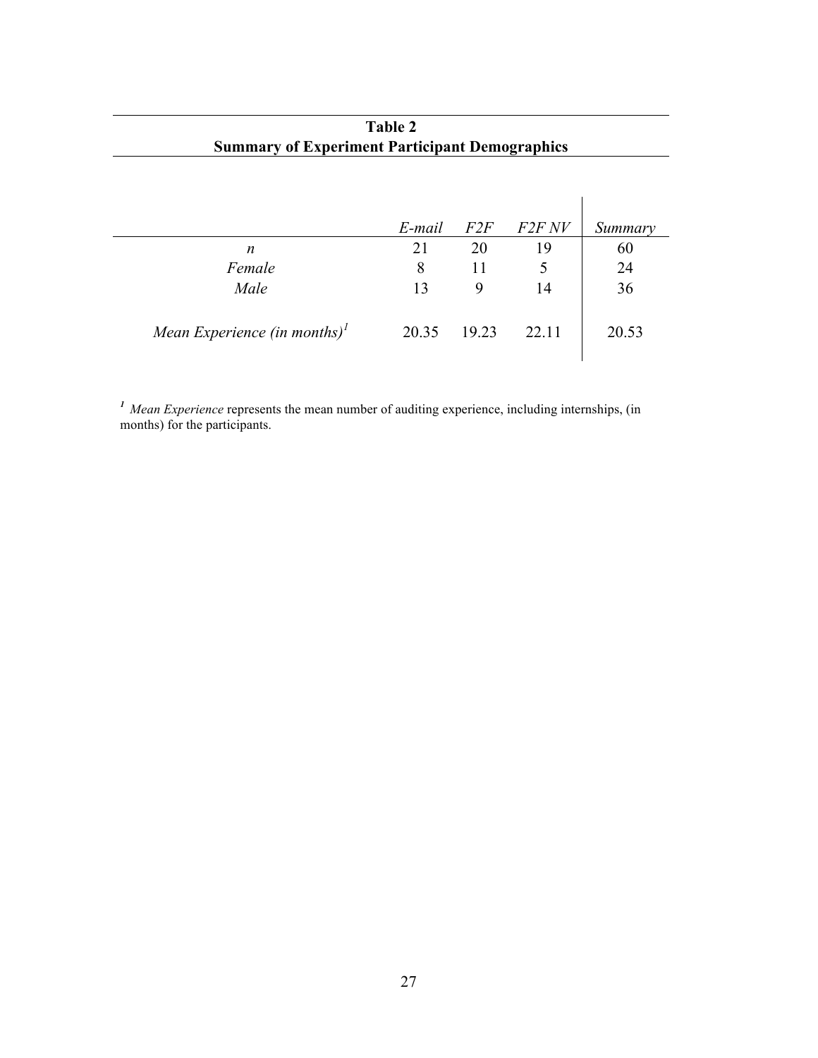**Table 2**
**Summary of Experiment Participant Demographics**

| | *E-mail* | *F2F* | *F2F NV* | *Summary* |
|---|---|---|---|---|
| *n* | 21 | 20 | 19 | 60 |
| *Female* | 8 | 11 | 5 | 24 |
| *Male* | 13 | 9 | 14 | 36 |
| *Mean Experience (in months)*[1] | 20.35 | 19.23 | 22.11 | 20.53 |

[1] *Mean Experience* represents the mean number of auditing experience, including internships, (in months) for the participants.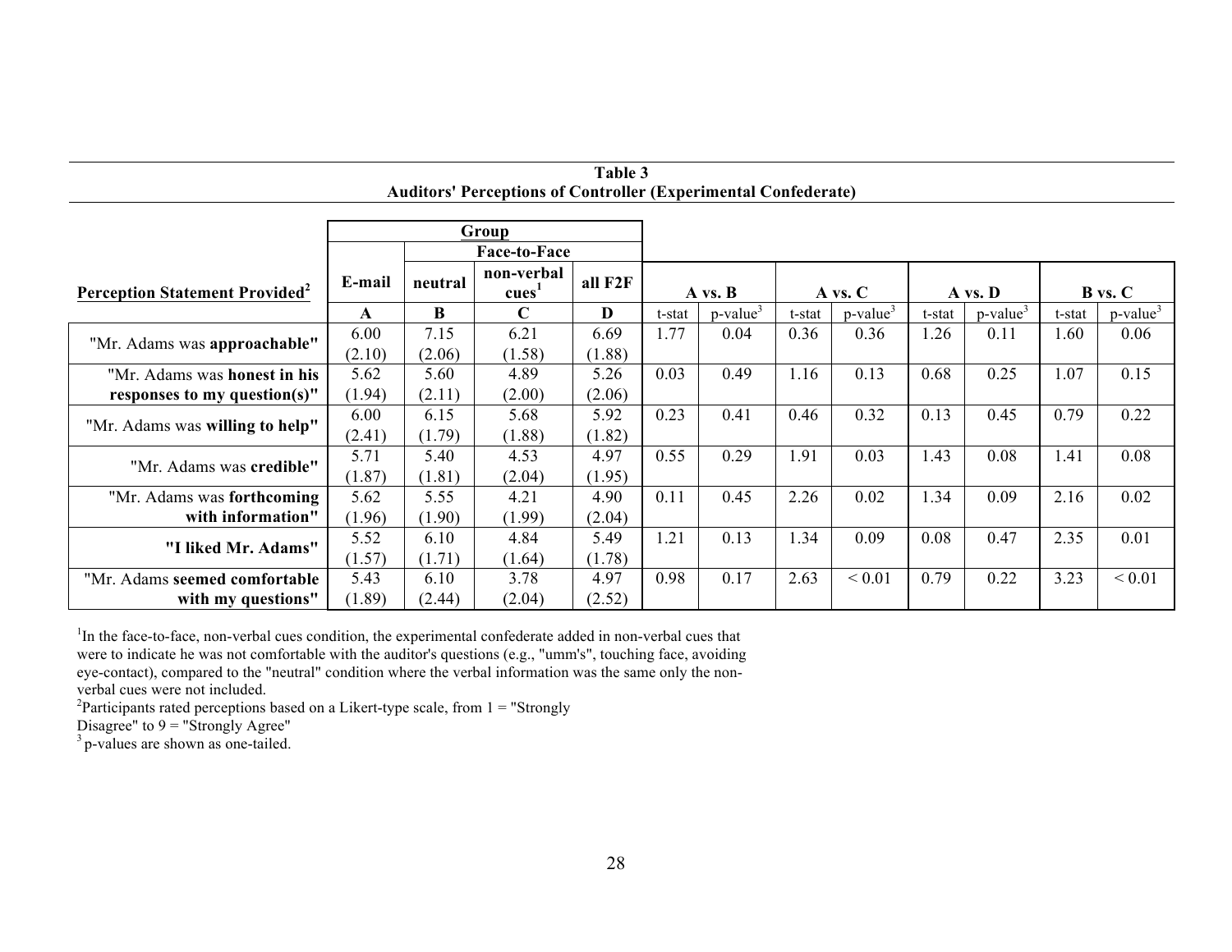**Table 3**
**Auditors' Perceptions of Controller (Experimental Confederate)**

| | Group | | | | | | | | | | | |
|---|---|---|---|---|---|---|---|---|---|---|---|---|
| | | Face-to-Face | | | | | | | | | | |
| **Perception Statement Provided[2]** | E-mail | neutral | non-verbal cues[1] | all F2F | A vs. B | | A vs. C | | A vs. D | | B vs. C | |
| | A | B | C | D | t-stat | p-value[3] | t-stat | p-value[3] | t-stat | p-value[3] | t-stat | p-value[3] |
| "Mr. Adams was **approachable"** | 6.00 (2.10) | 7.15 (2.06) | 6.21 (1.58) | 6.69 (1.88) | 1.77 | 0.04 | 0.36 | 0.36 | 1.26 | 0.11 | 1.60 | 0.06 |
| "Mr. Adams was **honest in his responses to my question(s)"** | 5.62 (1.94) | 5.60 (2.11) | 4.89 (2.00) | 5.26 (2.06) | 0.03 | 0.49 | 1.16 | 0.13 | 0.68 | 0.25 | 1.07 | 0.15 |
| "Mr. Adams was **willing to help"** | 6.00 (2.41) | 6.15 (1.79) | 5.68 (1.88) | 5.92 (1.82) | 0.23 | 0.41 | 0.46 | 0.32 | 0.13 | 0.45 | 0.79 | 0.22 |
| "Mr. Adams was **credible"** | 5.71 (1.87) | 5.40 (1.81) | 4.53 (2.04) | 4.97 (1.95) | 0.55 | 0.29 | 1.91 | 0.03 | 1.43 | 0.08 | 1.41 | 0.08 |
| "Mr. Adams was **forthcoming with information"** | 5.62 (1.96) | 5.55 (1.90) | 4.21 (1.99) | 4.90 (2.04) | 0.11 | 0.45 | 2.26 | 0.02 | 1.34 | 0.09 | 2.16 | 0.02 |
| **"I liked Mr. Adams"** | 5.52 (1.57) | 6.10 (1.71) | 4.84 (1.64) | 5.49 (1.78) | 1.21 | 0.13 | 1.34 | 0.09 | 0.08 | 0.47 | 2.35 | 0.01 |
| "Mr. Adams **seemed comfortable with my questions"** | 5.43 (1.89) | 6.10 (2.44) | 3.78 (2.04) | 4.97 (2.52) | 0.98 | 0.17 | 2.63 | < 0.01 | 0.79 | 0.22 | 3.23 | < 0.01 |

[1]In the face-to-face, non-verbal cues condition, the experimental confederate added in non-verbal cues that were to indicate he was not comfortable with the auditor's questions (e.g., "umm's", touching face, avoiding eye-contact), compared to the "neutral" condition where the verbal information was the same only the non-verbal cues were not included.

[2]Participants rated perceptions based on a Likert-type scale, from 1 = "Strongly Disagree" to 9 = "Strongly Agree"

[3] p-values are shown as one-tailed.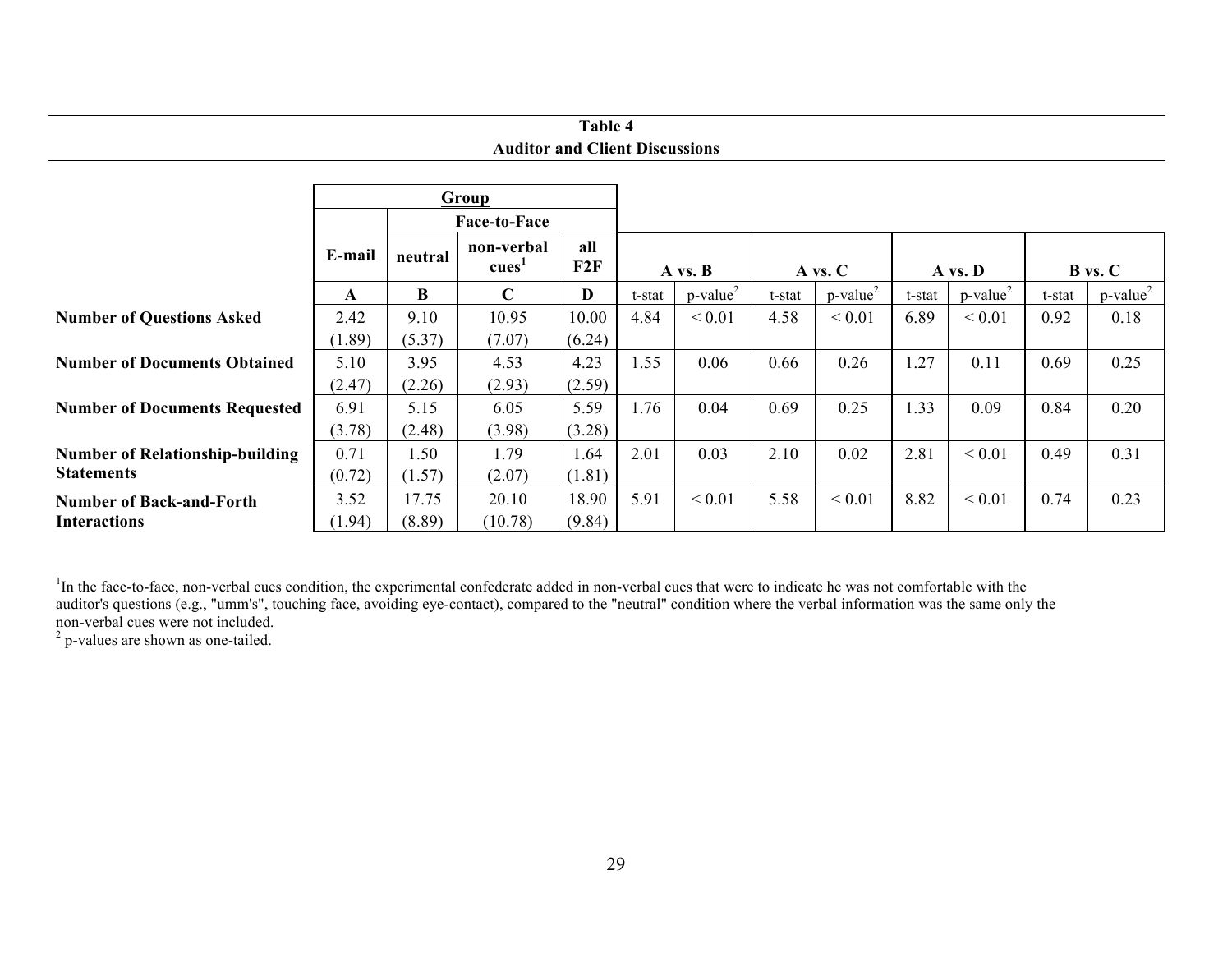**Table 4**
**Auditor and Client Discussions**

| | Group | | | | | | | | | | | |
|---|---|---|---|---|---|---|---|---|---|---|---|---|
| | | Face-to-Face | | | | | | | | | | |
| | E-mail | neutral | non-verbal cues[1] | all F2F | A vs. B | | A vs. C | | A vs. D | | B vs. C | |
| | A | B | C | D | t-stat | p-value[2] | t-stat | p-value[2] | t-stat | p-value[2] | t-stat | p-value[2] |
| **Number of Questions Asked** | 2.42 (1.89) | 9.10 (5.37) | 10.95 (7.07) | 10.00 (6.24) | 4.84 | < 0.01 | 4.58 | < 0.01 | 6.89 | < 0.01 | 0.92 | 0.18 |
| **Number of Documents Obtained** | 5.10 (2.47) | 3.95 (2.26) | 4.53 (2.93) | 4.23 (2.59) | 1.55 | 0.06 | 0.66 | 0.26 | 1.27 | 0.11 | 0.69 | 0.25 |
| **Number of Documents Requested** | 6.91 (3.78) | 5.15 (2.48) | 6.05 (3.98) | 5.59 (3.28) | 1.76 | 0.04 | 0.69 | 0.25 | 1.33 | 0.09 | 0.84 | 0.20 |
| **Number of Relationship-building Statements** | 0.71 (0.72) | 1.50 (1.57) | 1.79 (2.07) | 1.64 (1.81) | 2.01 | 0.03 | 2.10 | 0.02 | 2.81 | < 0.01 | 0.49 | 0.31 |
| **Number of Back-and-Forth Interactions** | 3.52 (1.94) | 17.75 (8.89) | 20.10 (10.78) | 18.90 (9.84) | 5.91 | < 0.01 | 5.58 | < 0.01 | 8.82 | < 0.01 | 0.74 | 0.23 |

[1]In the face-to-face, non-verbal cues condition, the experimental confederate added in non-verbal cues that were to indicate he was not comfortable with the auditor's questions (e.g., "umm's", touching face, avoiding eye-contact), compared to the "neutral" condition where the verbal information was the same only the non-verbal cues were not included.
[2] p-values are shown as one-tailed.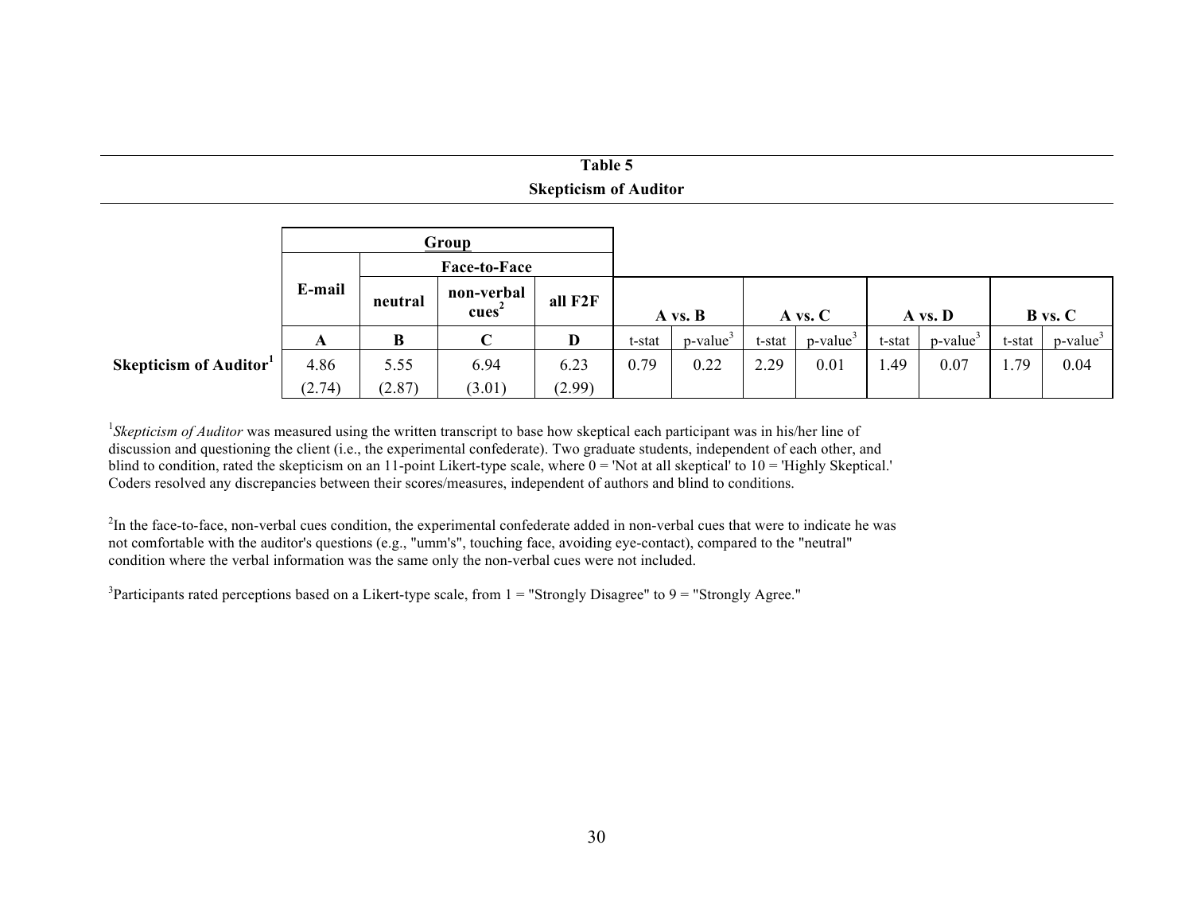**Table 5**

**Skepticism of Auditor**

| | Group | | | | | | | | | | | |
|---|---|---|---|---|---|---|---|---|---|---|---|---|
| | E-mail | Face-to-Face | | | A vs. B | | A vs. C | | A vs. D | | B vs. C | |
| | | neutral | non-verbal cues[2] | all F2F | | | | | | | | |
| | A | B | C | D | t-stat | p-value[3] | t-stat | p-value[3] | t-stat | p-value[3] | t-stat | p-value[3] |
| **Skepticism of Auditor[1]** | 4.86 | 5.55 | 6.94 | 6.23 | 0.79 | 0.22 | 2.29 | 0.01 | 1.49 | 0.07 | 1.79 | 0.04 |
| | (2.74) | (2.87) | (3.01) | (2.99) | | | | | | | | |

[1]*Skepticism of Auditor* was measured using the written transcript to base how skeptical each participant was in his/her line of discussion and questioning the client (i.e., the experimental confederate). Two graduate students, independent of each other, and blind to condition, rated the skepticism on an 11-point Likert-type scale, where 0 = 'Not at all skeptical' to 10 = 'Highly Skeptical.' Coders resolved any discrepancies between their scores/measures, independent of authors and blind to conditions.

[2]In the face-to-face, non-verbal cues condition, the experimental confederate added in non-verbal cues that were to indicate he was not comfortable with the auditor's questions (e.g., "umm's", touching face, avoiding eye-contact), compared to the "neutral" condition where the verbal information was the same only the non-verbal cues were not included.

[3]Participants rated perceptions based on a Likert-type scale, from 1 = "Strongly Disagree" to 9 = "Strongly Agree."